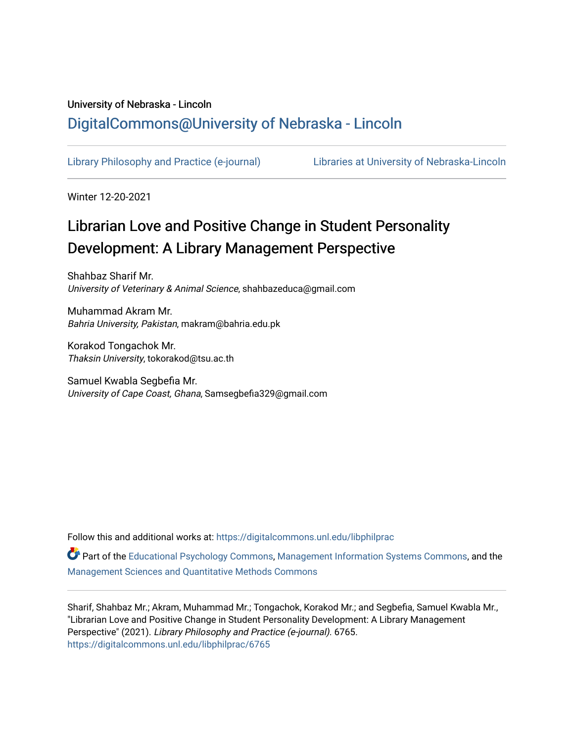University of Nebraska - Lincoln

# DigitalCommons@University of Nebraska - Lincoln

Library Philosophy and Practice (e-journal) | Libraries at University of Nebraska-Lincoln

Winter 12-20-2021

# Librarian Love and Positive Change in Student Personality Development: A Library Management Perspective

Shahbaz Sharif Mr.
*University of Veterinary & Animal Science*, shahbazeduca@gmail.com

Muhammad Akram Mr.
*Bahria University, Pakistan*, makram@bahria.edu.pk

Korakod Tongachok Mr.
*Thaksin University*, tokorakod@tsu.ac.th

Samuel Kwabla Segbefia Mr.
*University of Cape Coast, Ghana*, Samsegbefia329@gmail.com

Follow this and additional works at: https://digitalcommons.unl.edu/libphilprac

Part of the Educational Psychology Commons, Management Information Systems Commons, and the Management Sciences and Quantitative Methods Commons

Sharif, Shahbaz Mr.; Akram, Muhammad Mr.; Tongachok, Korakod Mr.; and Segbefia, Samuel Kwabla Mr., "Librarian Love and Positive Change in Student Personality Development: A Library Management Perspective" (2021). *Library Philosophy and Practice (e-journal)*. 6765.
https://digitalcommons.unl.edu/libphilprac/6765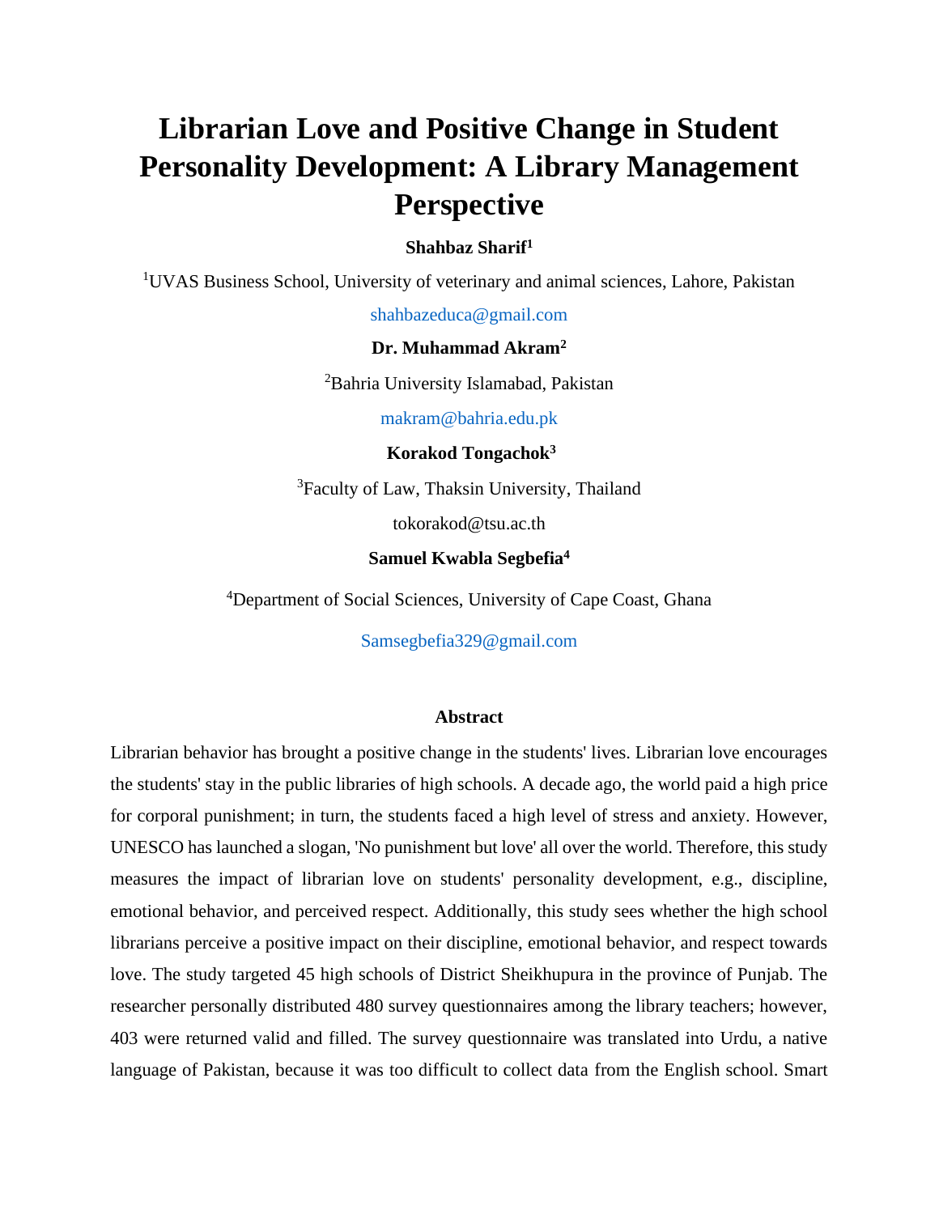# Librarian Love and Positive Change in Student Personality Development: A Library Management Perspective

**Shahbaz Sharif[1]**

[1]UVAS Business School, University of veterinary and animal sciences, Lahore, Pakistan

shahbazeduca@gmail.com

**Dr. Muhammad Akram[2]**

[2]Bahria University Islamabad, Pakistan

makram@bahria.edu.pk

**Korakod Tongachok[3]**

[3]Faculty of Law, Thaksin University, Thailand

tokorakod@tsu.ac.th

**Samuel Kwabla Segbefia[4]**

[4]Department of Social Sciences, University of Cape Coast, Ghana

Samsegbefia329@gmail.com

## Abstract

Librarian behavior has brought a positive change in the students' lives. Librarian love encourages the students' stay in the public libraries of high schools. A decade ago, the world paid a high price for corporal punishment; in turn, the students faced a high level of stress and anxiety. However, UNESCO has launched a slogan, 'No punishment but love' all over the world. Therefore, this study measures the impact of librarian love on students' personality development, e.g., discipline, emotional behavior, and perceived respect. Additionally, this study sees whether the high school librarians perceive a positive impact on their discipline, emotional behavior, and respect towards love. The study targeted 45 high schools of District Sheikhupura in the province of Punjab. The researcher personally distributed 480 survey questionnaires among the library teachers; however, 403 were returned valid and filled. The survey questionnaire was translated into Urdu, a native language of Pakistan, because it was too difficult to collect data from the English school. Smart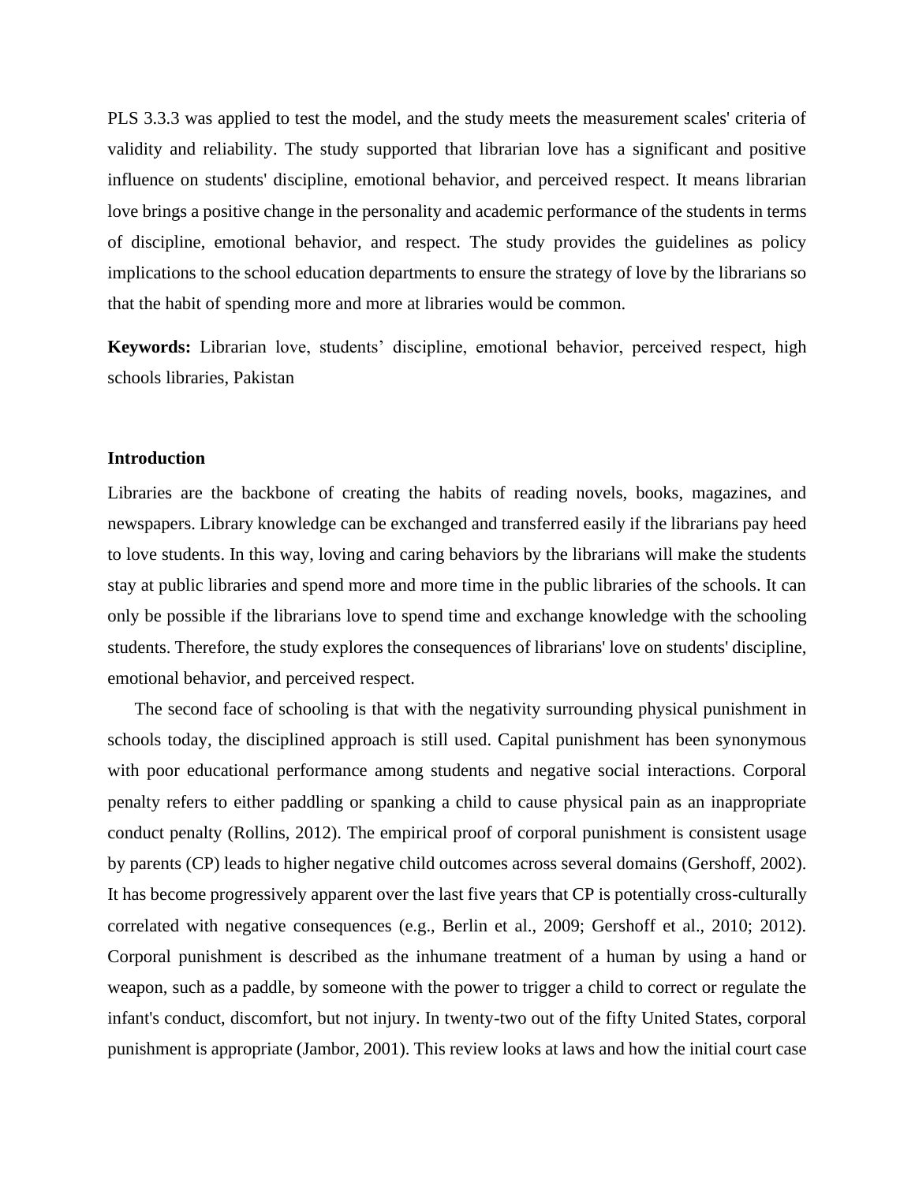PLS 3.3.3 was applied to test the model, and the study meets the measurement scales' criteria of validity and reliability. The study supported that librarian love has a significant and positive influence on students' discipline, emotional behavior, and perceived respect. It means librarian love brings a positive change in the personality and academic performance of the students in terms of discipline, emotional behavior, and respect. The study provides the guidelines as policy implications to the school education departments to ensure the strategy of love by the librarians so that the habit of spending more and more at libraries would be common.

**Keywords:** Librarian love, students' discipline, emotional behavior, perceived respect, high schools libraries, Pakistan

## Introduction

Libraries are the backbone of creating the habits of reading novels, books, magazines, and newspapers. Library knowledge can be exchanged and transferred easily if the librarians pay heed to love students. In this way, loving and caring behaviors by the librarians will make the students stay at public libraries and spend more and more time in the public libraries of the schools. It can only be possible if the librarians love to spend time and exchange knowledge with the schooling students. Therefore, the study explores the consequences of librarians' love on students' discipline, emotional behavior, and perceived respect.

The second face of schooling is that with the negativity surrounding physical punishment in schools today, the disciplined approach is still used. Capital punishment has been synonymous with poor educational performance among students and negative social interactions. Corporal penalty refers to either paddling or spanking a child to cause physical pain as an inappropriate conduct penalty (Rollins, 2012). The empirical proof of corporal punishment is consistent usage by parents (CP) leads to higher negative child outcomes across several domains (Gershoff, 2002). It has become progressively apparent over the last five years that CP is potentially cross-culturally correlated with negative consequences (e.g., Berlin et al., 2009; Gershoff et al., 2010; 2012). Corporal punishment is described as the inhumane treatment of a human by using a hand or weapon, such as a paddle, by someone with the power to trigger a child to correct or regulate the infant's conduct, discomfort, but not injury. In twenty-two out of the fifty United States, corporal punishment is appropriate (Jambor, 2001). This review looks at laws and how the initial court case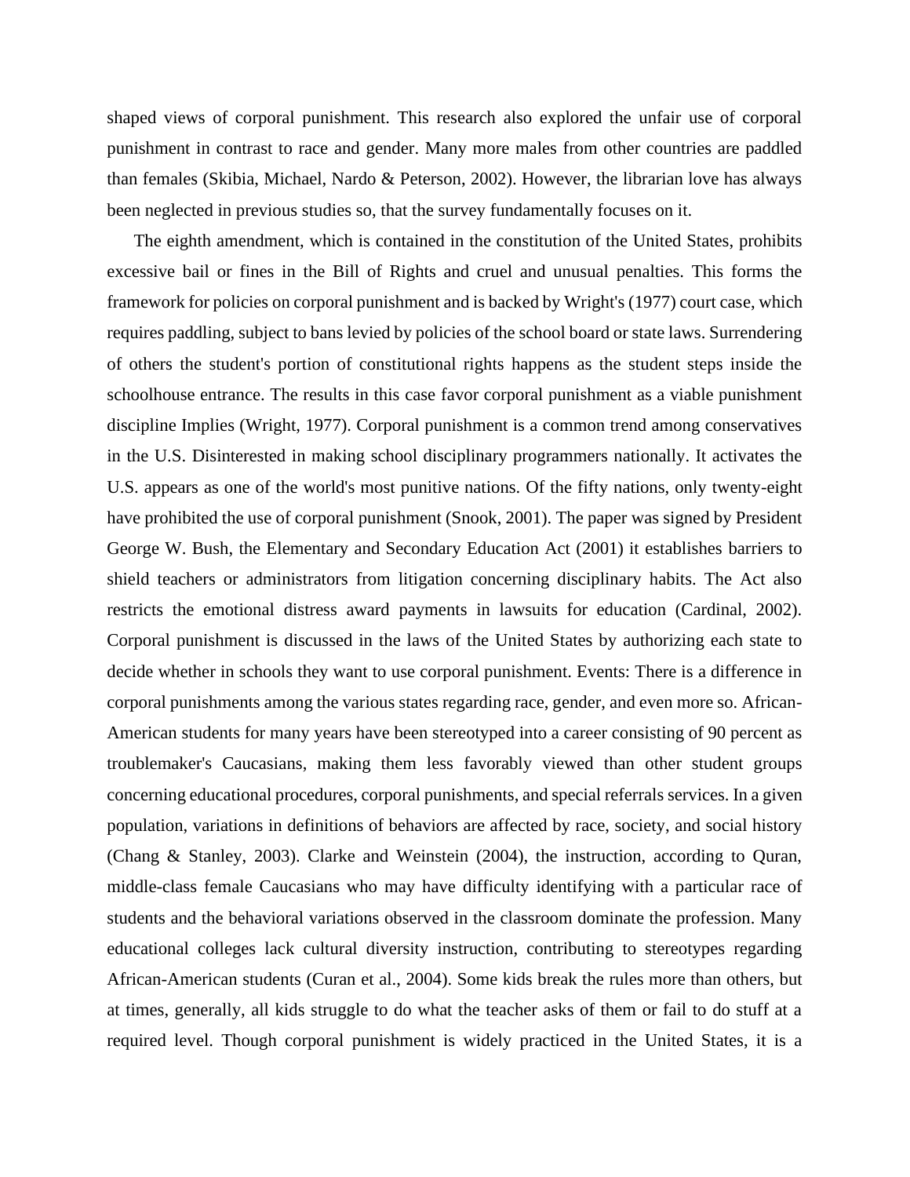shaped views of corporal punishment. This research also explored the unfair use of corporal punishment in contrast to race and gender. Many more males from other countries are paddled than females (Skibia, Michael, Nardo & Peterson, 2002). However, the librarian love has always been neglected in previous studies so, that the survey fundamentally focuses on it.

The eighth amendment, which is contained in the constitution of the United States, prohibits excessive bail or fines in the Bill of Rights and cruel and unusual penalties. This forms the framework for policies on corporal punishment and is backed by Wright's (1977) court case, which requires paddling, subject to bans levied by policies of the school board or state laws. Surrendering of others the student's portion of constitutional rights happens as the student steps inside the schoolhouse entrance. The results in this case favor corporal punishment as a viable punishment discipline Implies (Wright, 1977). Corporal punishment is a common trend among conservatives in the U.S. Disinterested in making school disciplinary programmers nationally. It activates the U.S. appears as one of the world's most punitive nations. Of the fifty nations, only twenty-eight have prohibited the use of corporal punishment (Snook, 2001). The paper was signed by President George W. Bush, the Elementary and Secondary Education Act (2001) it establishes barriers to shield teachers or administrators from litigation concerning disciplinary habits. The Act also restricts the emotional distress award payments in lawsuits for education (Cardinal, 2002). Corporal punishment is discussed in the laws of the United States by authorizing each state to decide whether in schools they want to use corporal punishment. Events: There is a difference in corporal punishments among the various states regarding race, gender, and even more so. African-American students for many years have been stereotyped into a career consisting of 90 percent as troublemaker's Caucasians, making them less favorably viewed than other student groups concerning educational procedures, corporal punishments, and special referrals services. In a given population, variations in definitions of behaviors are affected by race, society, and social history (Chang & Stanley, 2003). Clarke and Weinstein (2004), the instruction, according to Quran, middle-class female Caucasians who may have difficulty identifying with a particular race of students and the behavioral variations observed in the classroom dominate the profession. Many educational colleges lack cultural diversity instruction, contributing to stereotypes regarding African-American students (Curan et al., 2004). Some kids break the rules more than others, but at times, generally, all kids struggle to do what the teacher asks of them or fail to do stuff at a required level. Though corporal punishment is widely practiced in the United States, it is a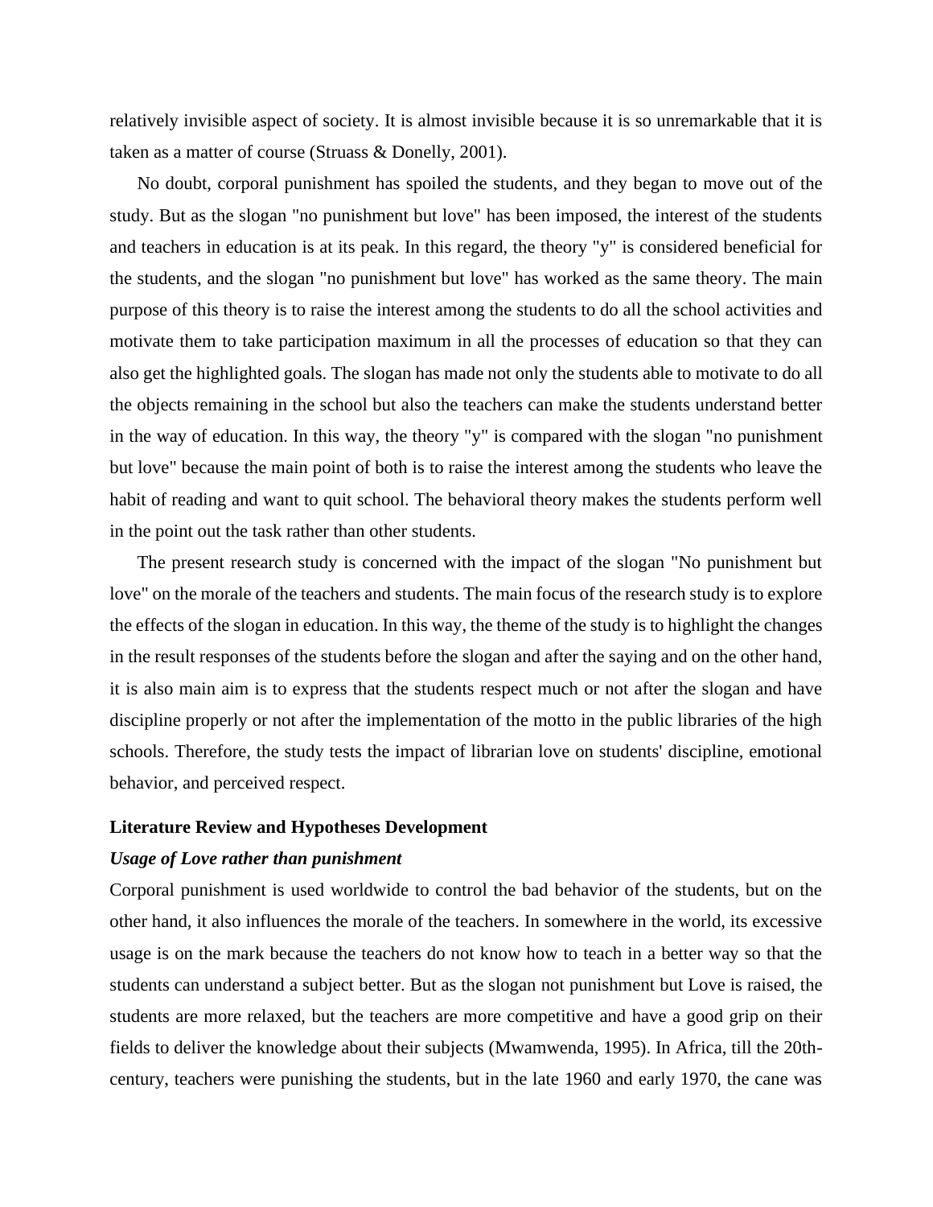relatively invisible aspect of society. It is almost invisible because it is so unremarkable that it is taken as a matter of course (Struass & Donelly, 2001).

No doubt, corporal punishment has spoiled the students, and they began to move out of the study. But as the slogan "no punishment but love" has been imposed, the interest of the students and teachers in education is at its peak. In this regard, the theory "y" is considered beneficial for the students, and the slogan "no punishment but love" has worked as the same theory. The main purpose of this theory is to raise the interest among the students to do all the school activities and motivate them to take participation maximum in all the processes of education so that they can also get the highlighted goals. The slogan has made not only the students able to motivate to do all the objects remaining in the school but also the teachers can make the students understand better in the way of education. In this way, the theory "y" is compared with the slogan "no punishment but love" because the main point of both is to raise the interest among the students who leave the habit of reading and want to quit school. The behavioral theory makes the students perform well in the point out the task rather than other students.

The present research study is concerned with the impact of the slogan "No punishment but love" on the morale of the teachers and students. The main focus of the research study is to explore the effects of the slogan in education. In this way, the theme of the study is to highlight the changes in the result responses of the students before the slogan and after the saying and on the other hand, it is also main aim is to express that the students respect much or not after the slogan and have discipline properly or not after the implementation of the motto in the public libraries of the high schools. Therefore, the study tests the impact of librarian love on students' discipline, emotional behavior, and perceived respect.

**Literature Review and Hypotheses Development**

***Usage of Love rather than punishment***

Corporal punishment is used worldwide to control the bad behavior of the students, but on the other hand, it also influences the morale of the teachers. In somewhere in the world, its excessive usage is on the mark because the teachers do not know how to teach in a better way so that the students can understand a subject better. But as the slogan not punishment but Love is raised, the students are more relaxed, but the teachers are more competitive and have a good grip on their fields to deliver the knowledge about their subjects (Mwamwenda, 1995). In Africa, till the 20th-century, teachers were punishing the students, but in the late 1960 and early 1970, the cane was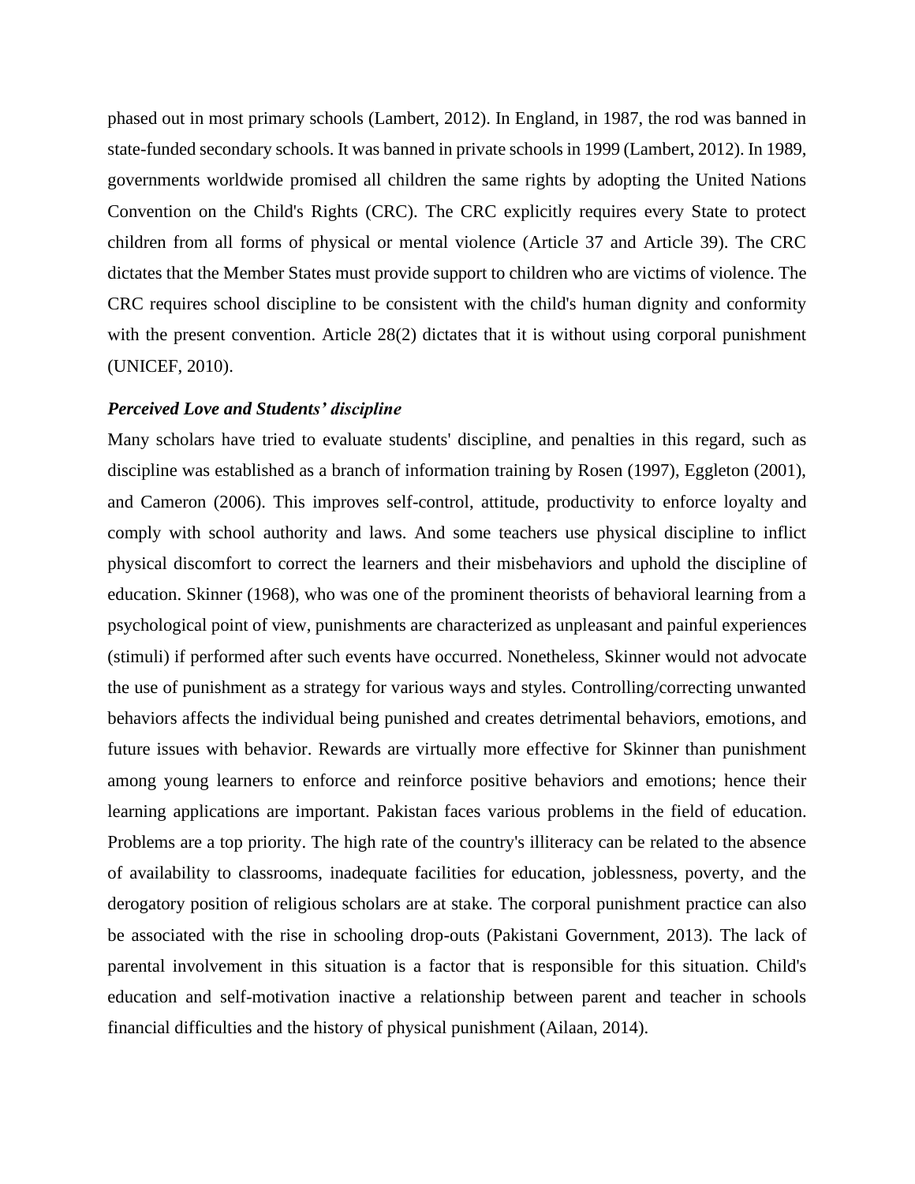phased out in most primary schools (Lambert, 2012). In England, in 1987, the rod was banned in state-funded secondary schools. It was banned in private schools in 1999 (Lambert, 2012). In 1989, governments worldwide promised all children the same rights by adopting the United Nations Convention on the Child's Rights (CRC). The CRC explicitly requires every State to protect children from all forms of physical or mental violence (Article 37 and Article 39). The CRC dictates that the Member States must provide support to children who are victims of violence. The CRC requires school discipline to be consistent with the child's human dignity and conformity with the present convention. Article 28(2) dictates that it is without using corporal punishment (UNICEF, 2010).

### *Perceived Love and Students' discipline*

Many scholars have tried to evaluate students' discipline, and penalties in this regard, such as discipline was established as a branch of information training by Rosen (1997), Eggleton (2001), and Cameron (2006). This improves self-control, attitude, productivity to enforce loyalty and comply with school authority and laws. And some teachers use physical discipline to inflict physical discomfort to correct the learners and their misbehaviors and uphold the discipline of education. Skinner (1968), who was one of the prominent theorists of behavioral learning from a psychological point of view, punishments are characterized as unpleasant and painful experiences (stimuli) if performed after such events have occurred. Nonetheless, Skinner would not advocate the use of punishment as a strategy for various ways and styles. Controlling/correcting unwanted behaviors affects the individual being punished and creates detrimental behaviors, emotions, and future issues with behavior. Rewards are virtually more effective for Skinner than punishment among young learners to enforce and reinforce positive behaviors and emotions; hence their learning applications are important. Pakistan faces various problems in the field of education. Problems are a top priority. The high rate of the country's illiteracy can be related to the absence of availability to classrooms, inadequate facilities for education, joblessness, poverty, and the derogatory position of religious scholars are at stake. The corporal punishment practice can also be associated with the rise in schooling drop-outs (Pakistani Government, 2013). The lack of parental involvement in this situation is a factor that is responsible for this situation. Child's education and self-motivation inactive a relationship between parent and teacher in schools financial difficulties and the history of physical punishment (Ailaan, 2014).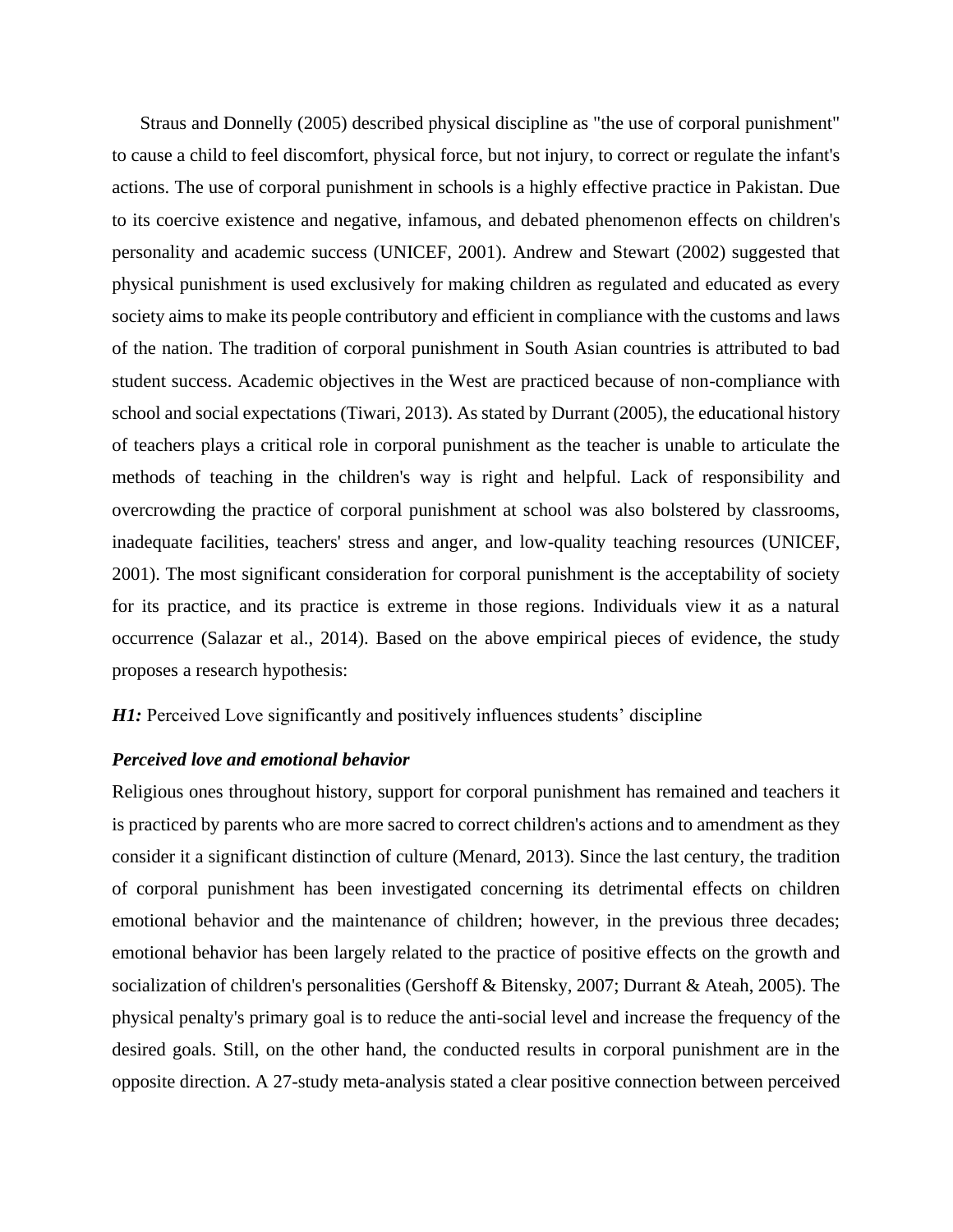Straus and Donnelly (2005) described physical discipline as "the use of corporal punishment" to cause a child to feel discomfort, physical force, but not injury, to correct or regulate the infant's actions. The use of corporal punishment in schools is a highly effective practice in Pakistan. Due to its coercive existence and negative, infamous, and debated phenomenon effects on children's personality and academic success (UNICEF, 2001). Andrew and Stewart (2002) suggested that physical punishment is used exclusively for making children as regulated and educated as every society aims to make its people contributory and efficient in compliance with the customs and laws of the nation. The tradition of corporal punishment in South Asian countries is attributed to bad student success. Academic objectives in the West are practiced because of non-compliance with school and social expectations (Tiwari, 2013). As stated by Durrant (2005), the educational history of teachers plays a critical role in corporal punishment as the teacher is unable to articulate the methods of teaching in the children's way is right and helpful. Lack of responsibility and overcrowding the practice of corporal punishment at school was also bolstered by classrooms, inadequate facilities, teachers' stress and anger, and low-quality teaching resources (UNICEF, 2001). The most significant consideration for corporal punishment is the acceptability of society for its practice, and its practice is extreme in those regions. Individuals view it as a natural occurrence (Salazar et al., 2014). Based on the above empirical pieces of evidence, the study proposes a research hypothesis:

***H1:*** Perceived Love significantly and positively influences students' discipline

***Perceived love and emotional behavior***

Religious ones throughout history, support for corporal punishment has remained and teachers it is practiced by parents who are more sacred to correct children's actions and to amendment as they consider it a significant distinction of culture (Menard, 2013). Since the last century, the tradition of corporal punishment has been investigated concerning its detrimental effects on children emotional behavior and the maintenance of children; however, in the previous three decades; emotional behavior has been largely related to the practice of positive effects on the growth and socialization of children's personalities (Gershoff & Bitensky, 2007; Durrant & Ateah, 2005). The physical penalty's primary goal is to reduce the anti-social level and increase the frequency of the desired goals. Still, on the other hand, the conducted results in corporal punishment are in the opposite direction. A 27-study meta-analysis stated a clear positive connection between perceived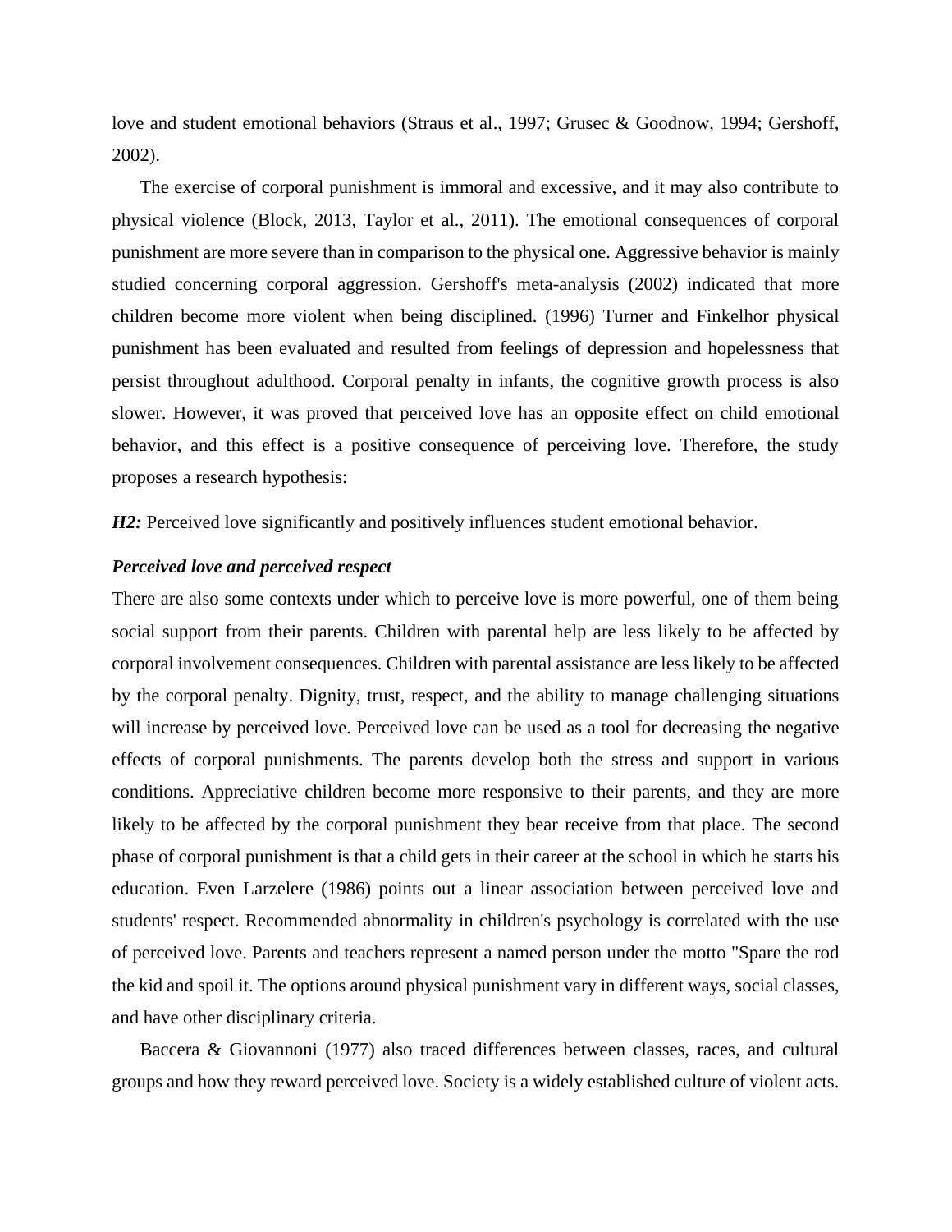love and student emotional behaviors (Straus et al., 1997; Grusec & Goodnow, 1994; Gershoff, 2002).

The exercise of corporal punishment is immoral and excessive, and it may also contribute to physical violence (Block, 2013, Taylor et al., 2011). The emotional consequences of corporal punishment are more severe than in comparison to the physical one. Aggressive behavior is mainly studied concerning corporal aggression. Gershoff's meta-analysis (2002) indicated that more children become more violent when being disciplined. (1996) Turner and Finkelhor physical punishment has been evaluated and resulted from feelings of depression and hopelessness that persist throughout adulthood. Corporal penalty in infants, the cognitive growth process is also slower. However, it was proved that perceived love has an opposite effect on child emotional behavior, and this effect is a positive consequence of perceiving love. Therefore, the study proposes a research hypothesis:

***H2:*** Perceived love significantly and positively influences student emotional behavior.

### *Perceived love and perceived respect*

There are also some contexts under which to perceive love is more powerful, one of them being social support from their parents. Children with parental help are less likely to be affected by corporal involvement consequences. Children with parental assistance are less likely to be affected by the corporal penalty. Dignity, trust, respect, and the ability to manage challenging situations will increase by perceived love. Perceived love can be used as a tool for decreasing the negative effects of corporal punishments. The parents develop both the stress and support in various conditions. Appreciative children become more responsive to their parents, and they are more likely to be affected by the corporal punishment they bear receive from that place. The second phase of corporal punishment is that a child gets in their career at the school in which he starts his education. Even Larzelere (1986) points out a linear association between perceived love and students' respect. Recommended abnormality in children's psychology is correlated with the use of perceived love. Parents and teachers represent a named person under the motto "Spare the rod the kid and spoil it. The options around physical punishment vary in different ways, social classes, and have other disciplinary criteria.

Baccera & Giovannoni (1977) also traced differences between classes, races, and cultural groups and how they reward perceived love. Society is a widely established culture of violent acts.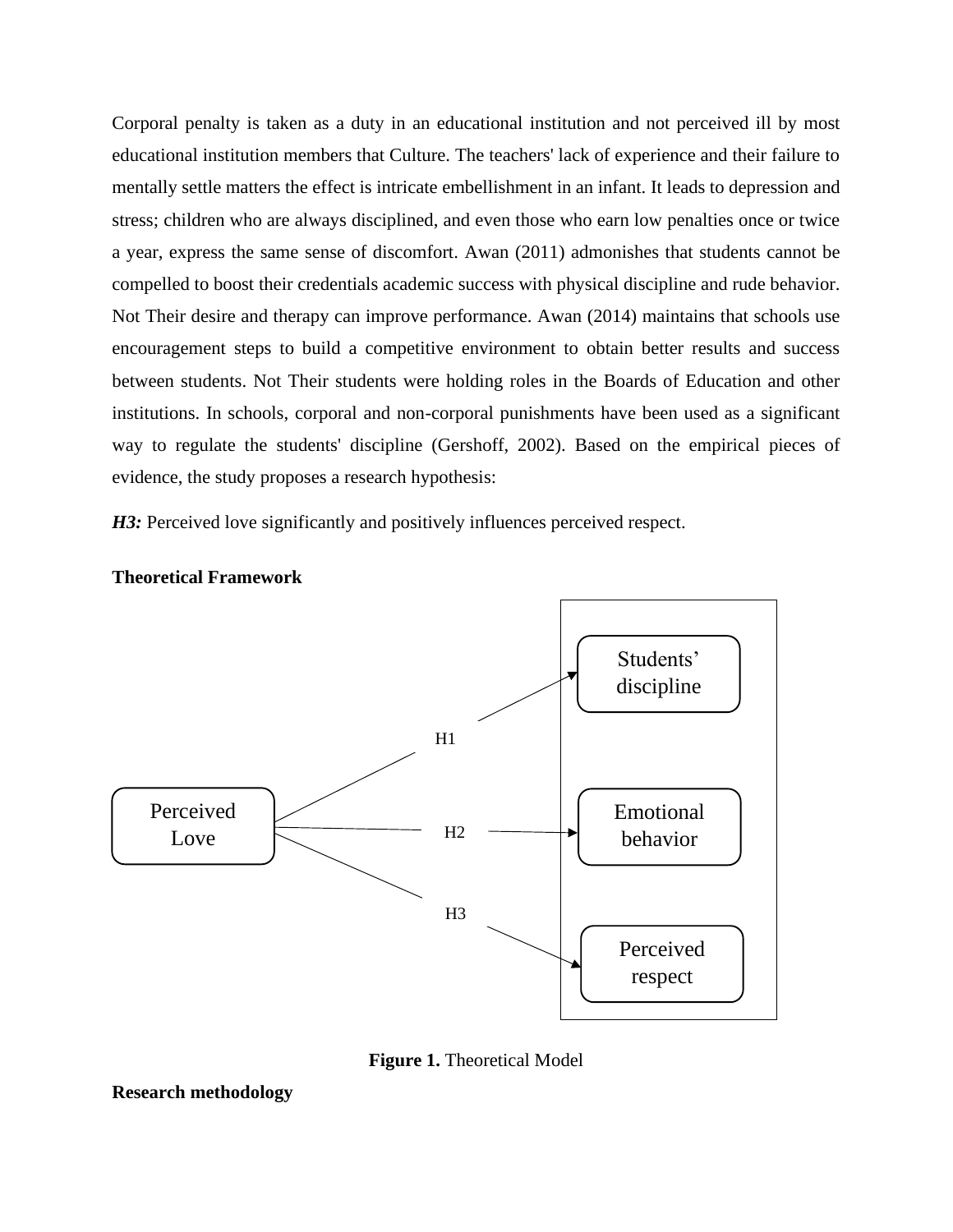Corporal penalty is taken as a duty in an educational institution and not perceived ill by most educational institution members that Culture. The teachers' lack of experience and their failure to mentally settle matters the effect is intricate embellishment in an infant. It leads to depression and stress; children who are always disciplined, and even those who earn low penalties once or twice a year, express the same sense of discomfort. Awan (2011) admonishes that students cannot be compelled to boost their credentials academic success with physical discipline and rude behavior. Not Their desire and therapy can improve performance. Awan (2014) maintains that schools use encouragement steps to build a competitive environment to obtain better results and success between students. Not Their students were holding roles in the Boards of Education and other institutions. In schools, corporal and non-corporal punishments have been used as a significant way to regulate the students' discipline (Gershoff, 2002). Based on the empirical pieces of evidence, the study proposes a research hypothesis:

***H3:*** Perceived love significantly and positively influences perceived respect.

**Theoretical Framework**

Perceived Love

H1

H2

H3

Students' discipline

Emotional behavior

Perceived respect

**Figure 1.** Theoretical Model

**Research methodology**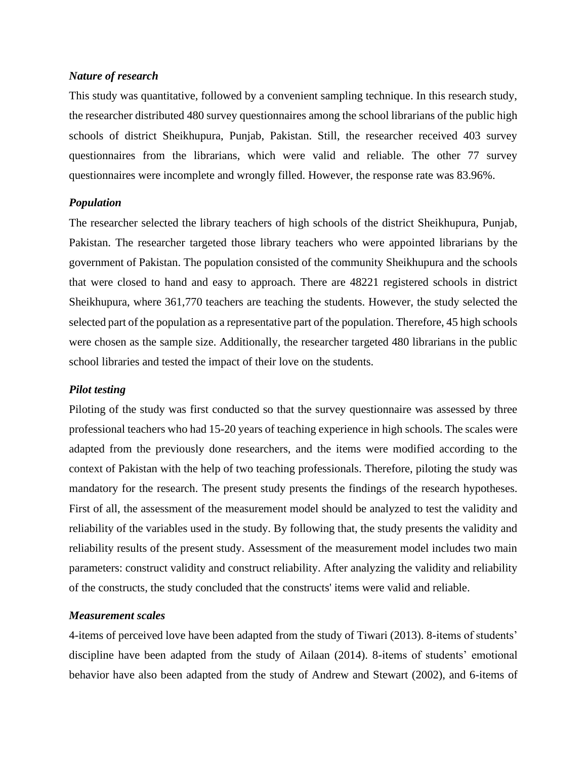### *Nature of research*

This study was quantitative, followed by a convenient sampling technique. In this research study, the researcher distributed 480 survey questionnaires among the school librarians of the public high schools of district Sheikhupura, Punjab, Pakistan. Still, the researcher received 403 survey questionnaires from the librarians, which were valid and reliable. The other 77 survey questionnaires were incomplete and wrongly filled. However, the response rate was 83.96%.

### *Population*

The researcher selected the library teachers of high schools of the district Sheikhupura, Punjab, Pakistan. The researcher targeted those library teachers who were appointed librarians by the government of Pakistan. The population consisted of the community Sheikhupura and the schools that were closed to hand and easy to approach. There are 48221 registered schools in district Sheikhupura, where 361,770 teachers are teaching the students. However, the study selected the selected part of the population as a representative part of the population. Therefore, 45 high schools were chosen as the sample size. Additionally, the researcher targeted 480 librarians in the public school libraries and tested the impact of their love on the students.

### *Pilot testing*

Piloting of the study was first conducted so that the survey questionnaire was assessed by three professional teachers who had 15-20 years of teaching experience in high schools. The scales were adapted from the previously done researchers, and the items were modified according to the context of Pakistan with the help of two teaching professionals. Therefore, piloting the study was mandatory for the research. The present study presents the findings of the research hypotheses. First of all, the assessment of the measurement model should be analyzed to test the validity and reliability of the variables used in the study. By following that, the study presents the validity and reliability results of the present study. Assessment of the measurement model includes two main parameters: construct validity and construct reliability. After analyzing the validity and reliability of the constructs, the study concluded that the constructs' items were valid and reliable.

### *Measurement scales*

4-items of perceived love have been adapted from the study of Tiwari (2013). 8-items of students' discipline have been adapted from the study of Ailaan (2014). 8-items of students' emotional behavior have also been adapted from the study of Andrew and Stewart (2002), and 6-items of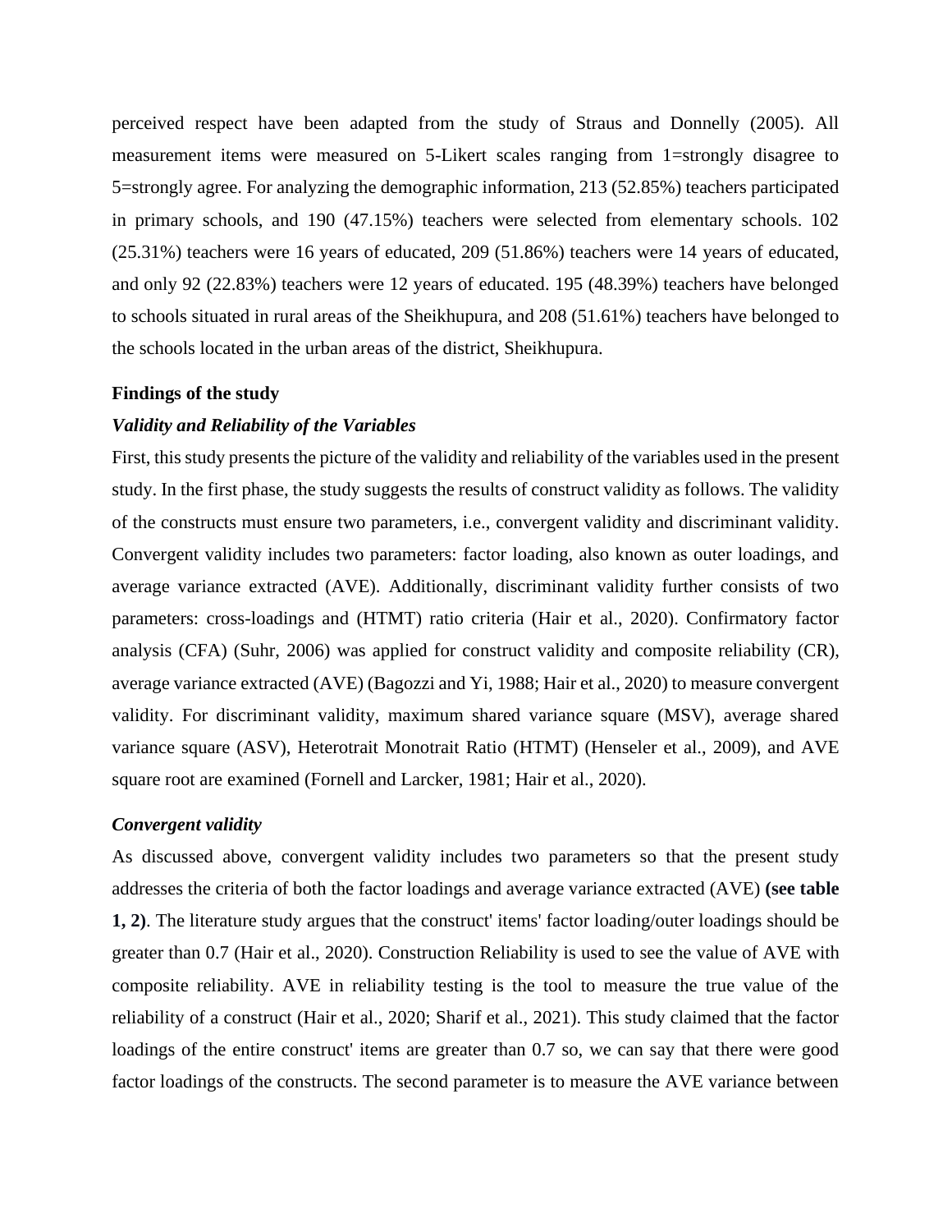perceived respect have been adapted from the study of Straus and Donnelly (2005). All measurement items were measured on 5-Likert scales ranging from 1=strongly disagree to 5=strongly agree. For analyzing the demographic information, 213 (52.85%) teachers participated in primary schools, and 190 (47.15%) teachers were selected from elementary schools. 102 (25.31%) teachers were 16 years of educated, 209 (51.86%) teachers were 14 years of educated, and only 92 (22.83%) teachers were 12 years of educated. 195 (48.39%) teachers have belonged to schools situated in rural areas of the Sheikhupura, and 208 (51.61%) teachers have belonged to the schools located in the urban areas of the district, Sheikhupura.

**Findings of the study**

***Validity and Reliability of the Variables***

First, this study presents the picture of the validity and reliability of the variables used in the present study. In the first phase, the study suggests the results of construct validity as follows. The validity of the constructs must ensure two parameters, i.e., convergent validity and discriminant validity. Convergent validity includes two parameters: factor loading, also known as outer loadings, and average variance extracted (AVE). Additionally, discriminant validity further consists of two parameters: cross-loadings and (HTMT) ratio criteria (Hair et al., 2020). Confirmatory factor analysis (CFA) (Suhr, 2006) was applied for construct validity and composite reliability (CR), average variance extracted (AVE) (Bagozzi and Yi, 1988; Hair et al., 2020) to measure convergent validity. For discriminant validity, maximum shared variance square (MSV), average shared variance square (ASV), Heterotrait Monotrait Ratio (HTMT) (Henseler et al., 2009), and AVE square root are examined (Fornell and Larcker, 1981; Hair et al., 2020).

***Convergent validity***

As discussed above, convergent validity includes two parameters so that the present study addresses the criteria of both the factor loadings and average variance extracted (AVE) **(see table 1, 2)**. The literature study argues that the construct' items' factor loading/outer loadings should be greater than 0.7 (Hair et al., 2020). Construction Reliability is used to see the value of AVE with composite reliability. AVE in reliability testing is the tool to measure the true value of the reliability of a construct (Hair et al., 2020; Sharif et al., 2021). This study claimed that the factor loadings of the entire construct' items are greater than 0.7 so, we can say that there were good factor loadings of the constructs. The second parameter is to measure the AVE variance between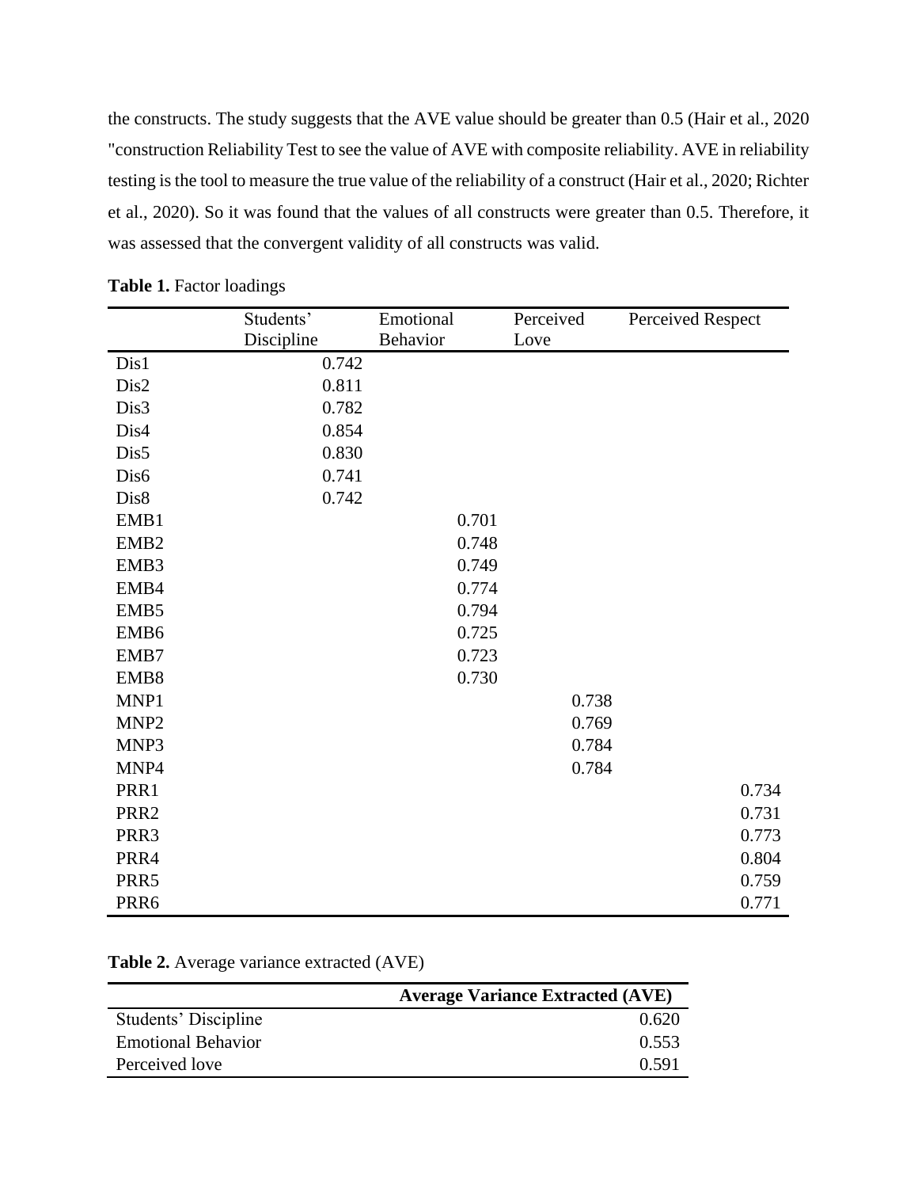the constructs. The study suggests that the AVE value should be greater than 0.5 (Hair et al., 2020 "construction Reliability Test to see the value of AVE with composite reliability. AVE in reliability testing is the tool to measure the true value of the reliability of a construct (Hair et al., 2020; Richter et al., 2020). So it was found that the values of all constructs were greater than 0.5. Therefore, it was assessed that the convergent validity of all constructs was valid.

**Table 1.** Factor loadings

| | Students' Discipline | Emotional Behavior | Perceived Love | Perceived Respect |
|---|---|---|---|---|
| Dis1 | 0.742 | | | |
| Dis2 | 0.811 | | | |
| Dis3 | 0.782 | | | |
| Dis4 | 0.854 | | | |
| Dis5 | 0.830 | | | |
| Dis6 | 0.741 | | | |
| Dis8 | 0.742 | | | |
| EMB1 | | 0.701 | | |
| EMB2 | | 0.748 | | |
| EMB3 | | 0.749 | | |
| EMB4 | | 0.774 | | |
| EMB5 | | 0.794 | | |
| EMB6 | | 0.725 | | |
| EMB7 | | 0.723 | | |
| EMB8 | | 0.730 | | |
| MNP1 | | | 0.738 | |
| MNP2 | | | 0.769 | |
| MNP3 | | | 0.784 | |
| MNP4 | | | 0.784 | |
| PRR1 | | | | 0.734 |
| PRR2 | | | | 0.731 |
| PRR3 | | | | 0.773 |
| PRR4 | | | | 0.804 |
| PRR5 | | | | 0.759 |
| PRR6 | | | | 0.771 |

**Table 2.** Average variance extracted (AVE)

| | **Average Variance Extracted (AVE)** |
|---|---|
| Students' Discipline | 0.620 |
| Emotional Behavior | 0.553 |
| Perceived love | 0.591 |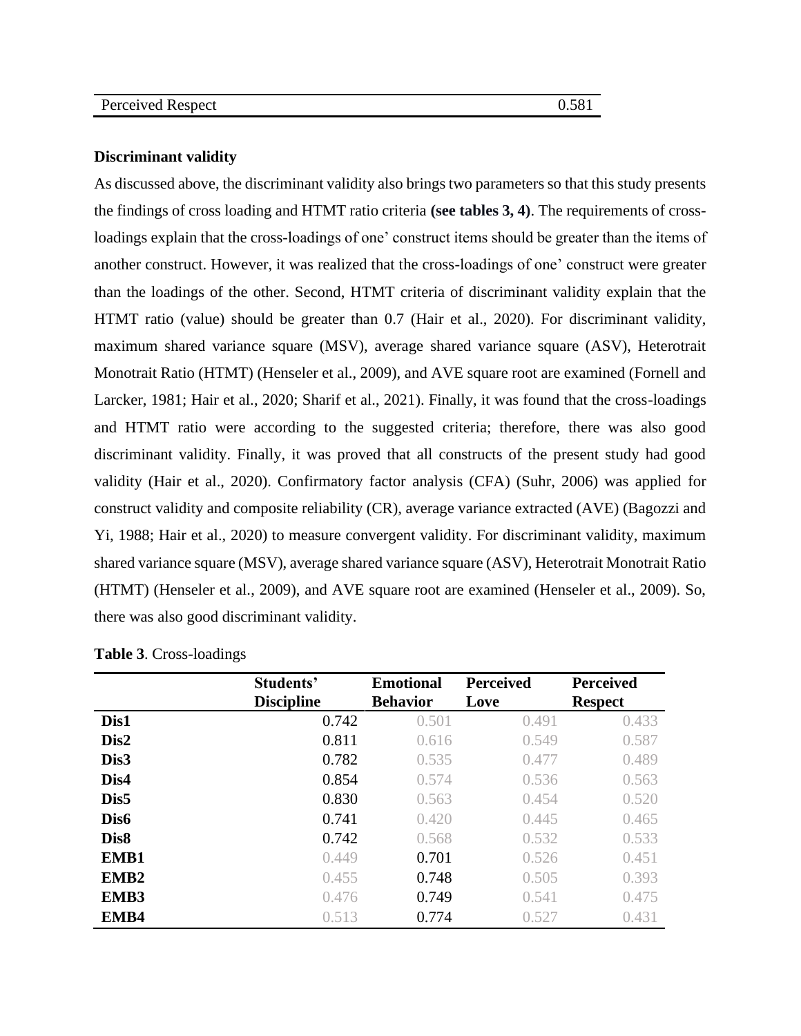| Perceived Respect | 0.581 |
| --- | --- |

**Discriminant validity**

As discussed above, the discriminant validity also brings two parameters so that this study presents the findings of cross loading and HTMT ratio criteria **(see tables 3, 4)**. The requirements of cross-loadings explain that the cross-loadings of one' construct items should be greater than the items of another construct. However, it was realized that the cross-loadings of one' construct were greater than the loadings of the other. Second, HTMT criteria of discriminant validity explain that the HTMT ratio (value) should be greater than 0.7 (Hair et al., 2020). For discriminant validity, maximum shared variance square (MSV), average shared variance square (ASV), Heterotrait Monotrait Ratio (HTMT) (Henseler et al., 2009), and AVE square root are examined (Fornell and Larcker, 1981; Hair et al., 2020; Sharif et al., 2021). Finally, it was found that the cross-loadings and HTMT ratio were according to the suggested criteria; therefore, there was also good discriminant validity. Finally, it was proved that all constructs of the present study had good validity (Hair et al., 2020). Confirmatory factor analysis (CFA) (Suhr, 2006) was applied for construct validity and composite reliability (CR), average variance extracted (AVE) (Bagozzi and Yi, 1988; Hair et al., 2020) to measure convergent validity. For discriminant validity, maximum shared variance square (MSV), average shared variance square (ASV), Heterotrait Monotrait Ratio (HTMT) (Henseler et al., 2009), and AVE square root are examined (Henseler et al., 2009). So, there was also good discriminant validity.

**Table 3**. Cross-loadings

| | Students' Discipline | Emotional Behavior | Perceived Love | Perceived Respect |
| --- | --- | --- | --- | --- |
| **Dis1** | 0.742 | 0.501 | 0.491 | 0.433 |
| **Dis2** | 0.811 | 0.616 | 0.549 | 0.587 |
| **Dis3** | 0.782 | 0.535 | 0.477 | 0.489 |
| **Dis4** | 0.854 | 0.574 | 0.536 | 0.563 |
| **Dis5** | 0.830 | 0.563 | 0.454 | 0.520 |
| **Dis6** | 0.741 | 0.420 | 0.445 | 0.465 |
| **Dis8** | 0.742 | 0.568 | 0.532 | 0.533 |
| **EMB1** | 0.449 | 0.701 | 0.526 | 0.451 |
| **EMB2** | 0.455 | 0.748 | 0.505 | 0.393 |
| **EMB3** | 0.476 | 0.749 | 0.541 | 0.475 |
| **EMB4** | 0.513 | 0.774 | 0.527 | 0.431 |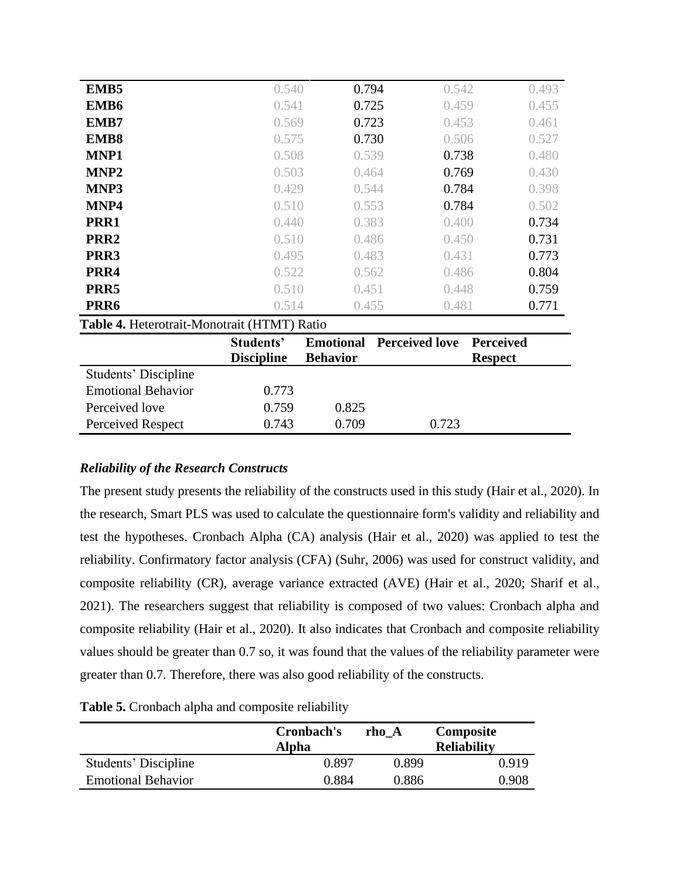| | | | | |
|---|---|---|---|---|
| **EMB5** | 0.540 | 0.794 | 0.542 | 0.493 |
| **EMB6** | 0.541 | 0.725 | 0.459 | 0.455 |
| **EMB7** | 0.569 | 0.723 | 0.453 | 0.461 |
| **EMB8** | 0.575 | 0.730 | 0.506 | 0.527 |
| **MNP1** | 0.508 | 0.539 | 0.738 | 0.480 |
| **MNP2** | 0.503 | 0.464 | 0.769 | 0.430 |
| **MNP3** | 0.429 | 0.544 | 0.784 | 0.398 |
| **MNP4** | 0.510 | 0.553 | 0.784 | 0.502 |
| **PRR1** | 0.440 | 0.383 | 0.400 | 0.734 |
| **PRR2** | 0.510 | 0.486 | 0.450 | 0.731 |
| **PRR3** | 0.495 | 0.483 | 0.431 | 0.773 |
| **PRR4** | 0.522 | 0.562 | 0.486 | 0.804 |
| **PRR5** | 0.510 | 0.451 | 0.448 | 0.759 |
| **PRR6** | 0.514 | 0.455 | 0.481 | 0.771 |

**Table 4.** Heterotrait-Monotrait (HTMT) Ratio

| | **Students' Discipline** | **Emotional Behavior** | **Perceived love** | **Perceived Respect** |
|---|---|---|---|---|
| Students' Discipline | | | | |
| Emotional Behavior | 0.773 | | | |
| Perceived love | 0.759 | 0.825 | | |
| Perceived Respect | 0.743 | 0.709 | 0.723 | |

***Reliability of the Research Constructs***

The present study presents the reliability of the constructs used in this study (Hair et al., 2020). In the research, Smart PLS was used to calculate the questionnaire form's validity and reliability and test the hypotheses. Cronbach Alpha (CA) analysis (Hair et al., 2020) was applied to test the reliability. Confirmatory factor analysis (CFA) (Suhr, 2006) was used for construct validity, and composite reliability (CR), average variance extracted (AVE) (Hair et al., 2020; Sharif et al., 2021). The researchers suggest that reliability is composed of two values: Cronbach alpha and composite reliability (Hair et al., 2020). It also indicates that Cronbach and composite reliability values should be greater than 0.7 so, it was found that the values of the reliability parameter were greater than 0.7. Therefore, there was also good reliability of the constructs.

**Table 5.** Cronbach alpha and composite reliability

| | **Cronbach's Alpha** | **rho_A** | **Composite Reliability** |
|---|---|---|---|
| Students' Discipline | 0.897 | 0.899 | 0.919 |
| Emotional Behavior | 0.884 | 0.886 | 0.908 |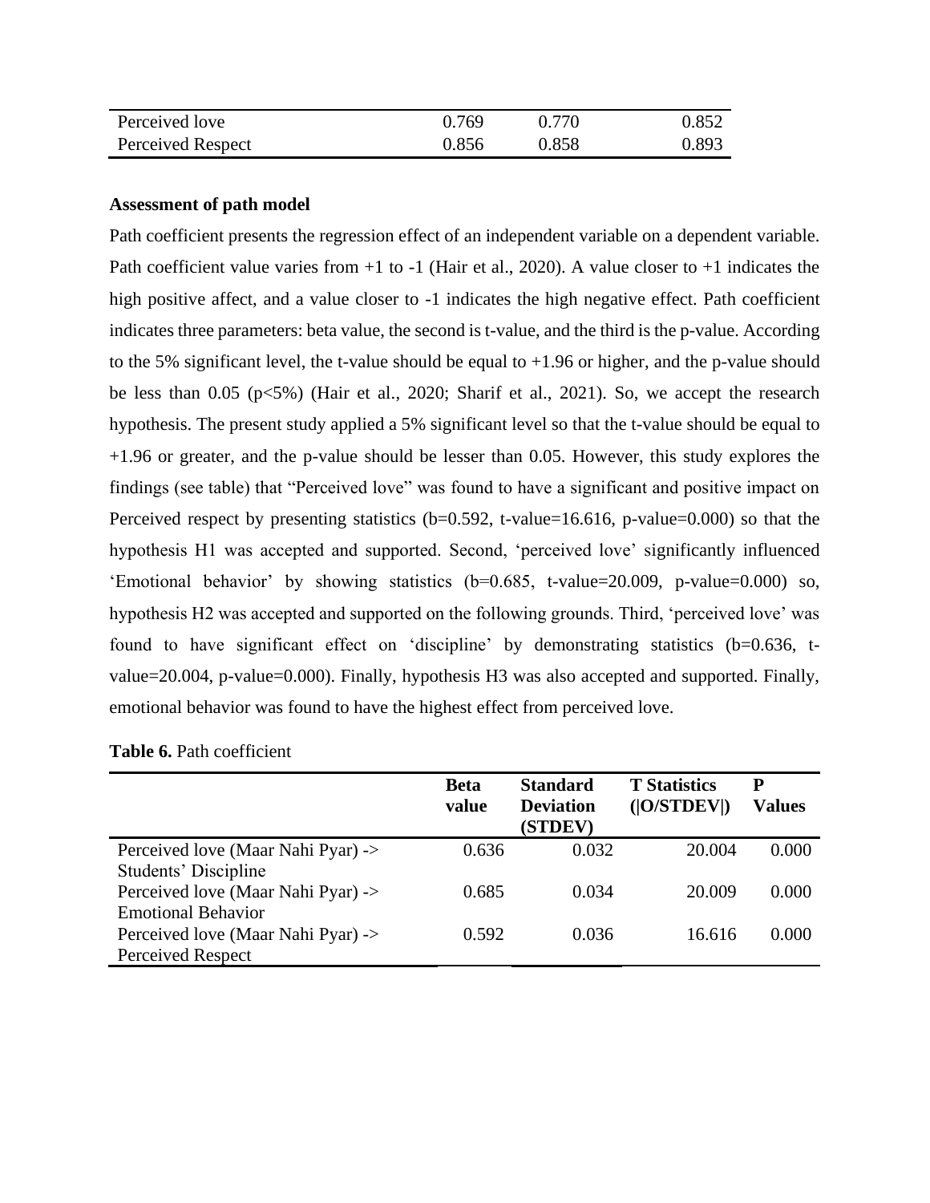| Perceived love | 0.769 | 0.770 | 0.852 |
|---|---|---|---|
| Perceived Respect | 0.856 | 0.858 | 0.893 |

**Assessment of path model**

Path coefficient presents the regression effect of an independent variable on a dependent variable. Path coefficient value varies from +1 to -1 (Hair et al., 2020). A value closer to +1 indicates the high positive affect, and a value closer to -1 indicates the high negative effect. Path coefficient indicates three parameters: beta value, the second is t-value, and the third is the p-value. According to the 5% significant level, the t-value should be equal to +1.96 or higher, and the p-value should be less than 0.05 (p<5%) (Hair et al., 2020; Sharif et al., 2021). So, we accept the research hypothesis. The present study applied a 5% significant level so that the t-value should be equal to +1.96 or greater, and the p-value should be lesser than 0.05. However, this study explores the findings (see table) that "Perceived love" was found to have a significant and positive impact on Perceived respect by presenting statistics (b=0.592, t-value=16.616, p-value=0.000) so that the hypothesis H1 was accepted and supported. Second, 'perceived love' significantly influenced 'Emotional behavior' by showing statistics (b=0.685, t-value=20.009, p-value=0.000) so, hypothesis H2 was accepted and supported on the following grounds. Third, 'perceived love' was found to have significant effect on 'discipline' by demonstrating statistics (b=0.636, t-value=20.004, p-value=0.000). Finally, hypothesis H3 was also accepted and supported. Finally, emotional behavior was found to have the highest effect from perceived love.

**Table 6.** Path coefficient

| | Beta value | Standard Deviation (STDEV) | T Statistics (\|O/STDEV\|) | P Values |
|---|---|---|---|---|
| Perceived love (Maar Nahi Pyar) -> Students' Discipline | 0.636 | 0.032 | 20.004 | 0.000 |
| Perceived love (Maar Nahi Pyar) -> Emotional Behavior | 0.685 | 0.034 | 20.009 | 0.000 |
| Perceived love (Maar Nahi Pyar) -> Perceived Respect | 0.592 | 0.036 | 16.616 | 0.000 |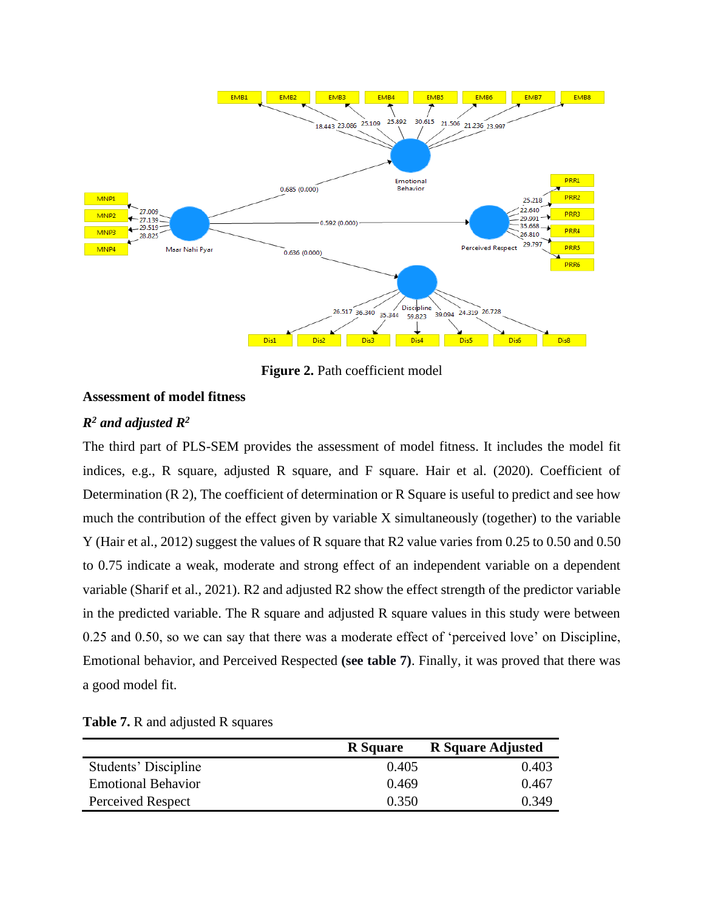**Figure 2.** Path coefficient model

## Assessment of model fitness

### *$R^2$ and adjusted $R^2$*

The third part of PLS-SEM provides the assessment of model fitness. It includes the model fit indices, e.g., R square, adjusted R square, and F square. Hair et al. (2020). Coefficient of Determination (R 2), The coefficient of determination or R Square is useful to predict and see how much the contribution of the effect given by variable X simultaneously (together) to the variable Y (Hair et al., 2012) suggest the values of R square that R2 value varies from 0.25 to 0.50 and 0.50 to 0.75 indicate a weak, moderate and strong effect of an independent variable on a dependent variable (Sharif et al., 2021). R2 and adjusted R2 show the effect strength of the predictor variable in the predicted variable. The R square and adjusted R square values in this study were between 0.25 and 0.50, so we can say that there was a moderate effect of 'perceived love' on Discipline, Emotional behavior, and Perceived Respected **(see table 7)**. Finally, it was proved that there was a good model fit.

**Table 7.** R and adjusted R squares

| | R Square | R Square Adjusted |
|---|---|---|
| Students' Discipline | 0.405 | 0.403 |
| Emotional Behavior | 0.469 | 0.467 |
| Perceived Respect | 0.350 | 0.349 |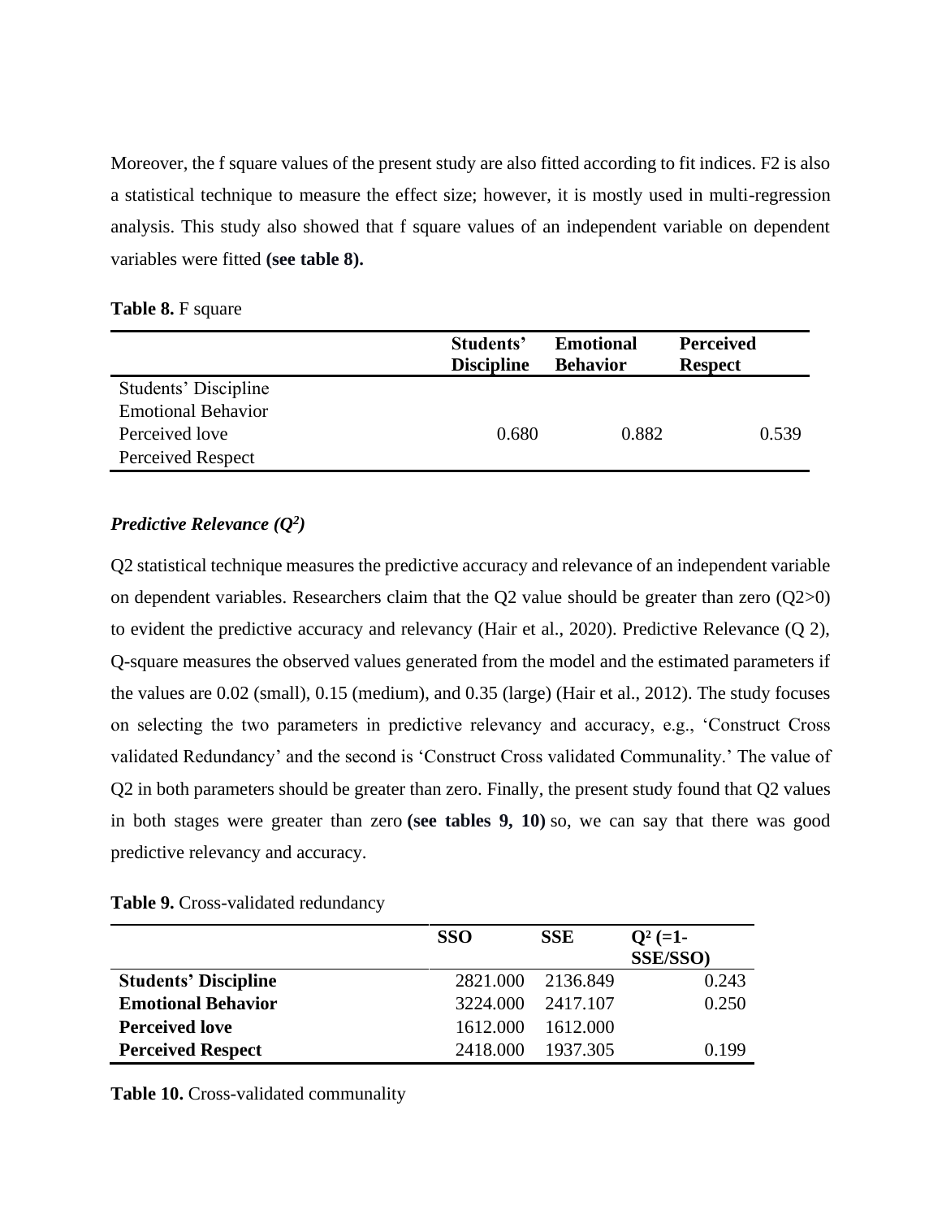Moreover, the f square values of the present study are also fitted according to fit indices. F2 is also a statistical technique to measure the effect size; however, it is mostly used in multi-regression analysis. This study also showed that f square values of an independent variable on dependent variables were fitted **(see table 8).**

**Table 8.** F square

| | Students' Discipline | Emotional Behavior | Perceived Respect |
|---|---|---|---|
| Students' Discipline | | | |
| Emotional Behavior | | | |
| Perceived love | 0.680 | 0.882 | 0.539 |
| Perceived Respect | | | |

### *Predictive Relevance ($Q^2$)*

Q2 statistical technique measures the predictive accuracy and relevance of an independent variable on dependent variables. Researchers claim that the Q2 value should be greater than zero (Q2>0) to evident the predictive accuracy and relevancy (Hair et al., 2020). Predictive Relevance (Q 2), Q-square measures the observed values generated from the model and the estimated parameters if the values are 0.02 (small), 0.15 (medium), and 0.35 (large) (Hair et al., 2012). The study focuses on selecting the two parameters in predictive relevancy and accuracy, e.g., 'Construct Cross validated Redundancy' and the second is 'Construct Cross validated Communality.' The value of Q2 in both parameters should be greater than zero. Finally, the present study found that Q2 values in both stages were greater than zero **(see tables 9, 10)** so, we can say that there was good predictive relevancy and accuracy.

**Table 9.** Cross-validated redundancy

| | SSO | SSE | $Q^2$ (=1-SSE/SSO) |
|---|---|---|---|
| **Students' Discipline** | 2821.000 | 2136.849 | 0.243 |
| **Emotional Behavior** | 3224.000 | 2417.107 | 0.250 |
| **Perceived love** | 1612.000 | 1612.000 | |
| **Perceived Respect** | 2418.000 | 1937.305 | 0.199 |

**Table 10.** Cross-validated communality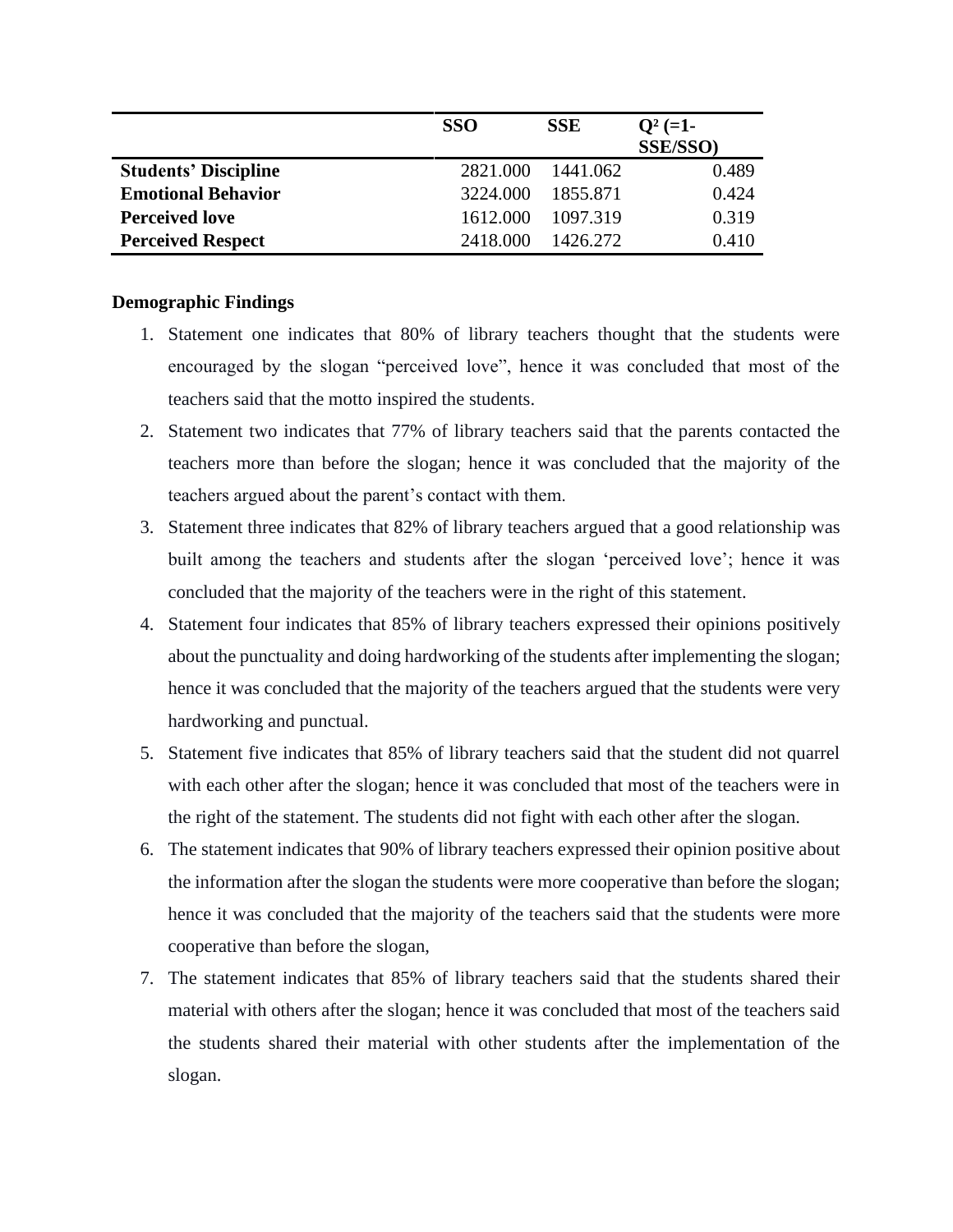| | SSO | SSE | $Q^2$ (=1-SSE/SSO) |
|---|---|---|---|
| **Students' Discipline** | 2821.000 | 1441.062 | 0.489 |
| **Emotional Behavior** | 3224.000 | 1855.871 | 0.424 |
| **Perceived love** | 1612.000 | 1097.319 | 0.319 |
| **Perceived Respect** | 2418.000 | 1426.272 | 0.410 |

**Demographic Findings**

1. Statement one indicates that 80% of library teachers thought that the students were encouraged by the slogan "perceived love", hence it was concluded that most of the teachers said that the motto inspired the students.
2. Statement two indicates that 77% of library teachers said that the parents contacted the teachers more than before the slogan; hence it was concluded that the majority of the teachers argued about the parent's contact with them.
3. Statement three indicates that 82% of library teachers argued that a good relationship was built among the teachers and students after the slogan 'perceived love'; hence it was concluded that the majority of the teachers were in the right of this statement.
4. Statement four indicates that 85% of library teachers expressed their opinions positively about the punctuality and doing hardworking of the students after implementing the slogan; hence it was concluded that the majority of the teachers argued that the students were very hardworking and punctual.
5. Statement five indicates that 85% of library teachers said that the student did not quarrel with each other after the slogan; hence it was concluded that most of the teachers were in the right of the statement. The students did not fight with each other after the slogan.
6. The statement indicates that 90% of library teachers expressed their opinion positive about the information after the slogan the students were more cooperative than before the slogan; hence it was concluded that the majority of the teachers said that the students were more cooperative than before the slogan,
7. The statement indicates that 85% of library teachers said that the students shared their material with others after the slogan; hence it was concluded that most of the teachers said the students shared their material with other students after the implementation of the slogan.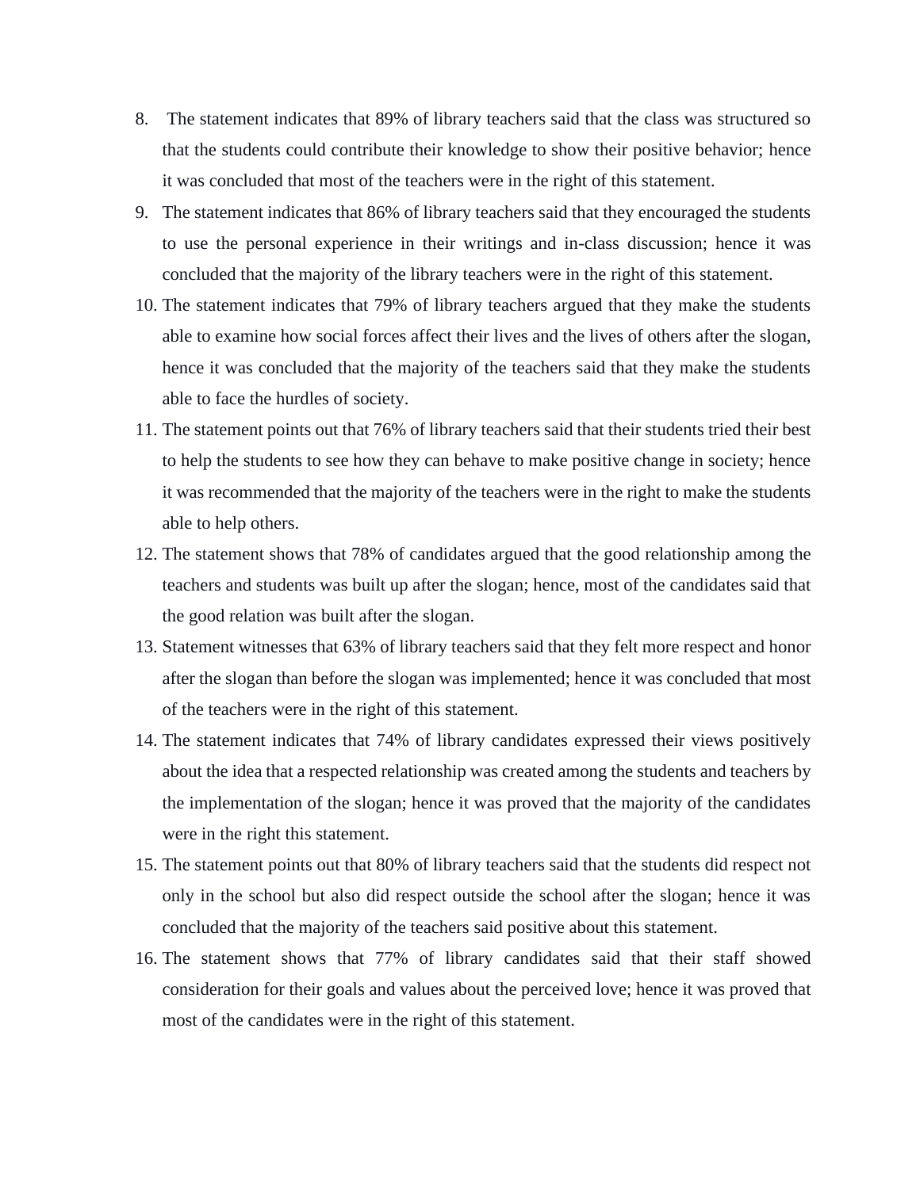8. The statement indicates that 89% of library teachers said that the class was structured so that the students could contribute their knowledge to show their positive behavior; hence it was concluded that most of the teachers were in the right of this statement.
9. The statement indicates that 86% of library teachers said that they encouraged the students to use the personal experience in their writings and in-class discussion; hence it was concluded that the majority of the library teachers were in the right of this statement.
10. The statement indicates that 79% of library teachers argued that they make the students able to examine how social forces affect their lives and the lives of others after the slogan, hence it was concluded that the majority of the teachers said that they make the students able to face the hurdles of society.
11. The statement points out that 76% of library teachers said that their students tried their best to help the students to see how they can behave to make positive change in society; hence it was recommended that the majority of the teachers were in the right to make the students able to help others.
12. The statement shows that 78% of candidates argued that the good relationship among the teachers and students was built up after the slogan; hence, most of the candidates said that the good relation was built after the slogan.
13. Statement witnesses that 63% of library teachers said that they felt more respect and honor after the slogan than before the slogan was implemented; hence it was concluded that most of the teachers were in the right of this statement.
14. The statement indicates that 74% of library candidates expressed their views positively about the idea that a respected relationship was created among the students and teachers by the implementation of the slogan; hence it was proved that the majority of the candidates were in the right this statement.
15. The statement points out that 80% of library teachers said that the students did respect not only in the school but also did respect outside the school after the slogan; hence it was concluded that the majority of the teachers said positive about this statement.
16. The statement shows that 77% of library candidates said that their staff showed consideration for their goals and values about the perceived love; hence it was proved that most of the candidates were in the right of this statement.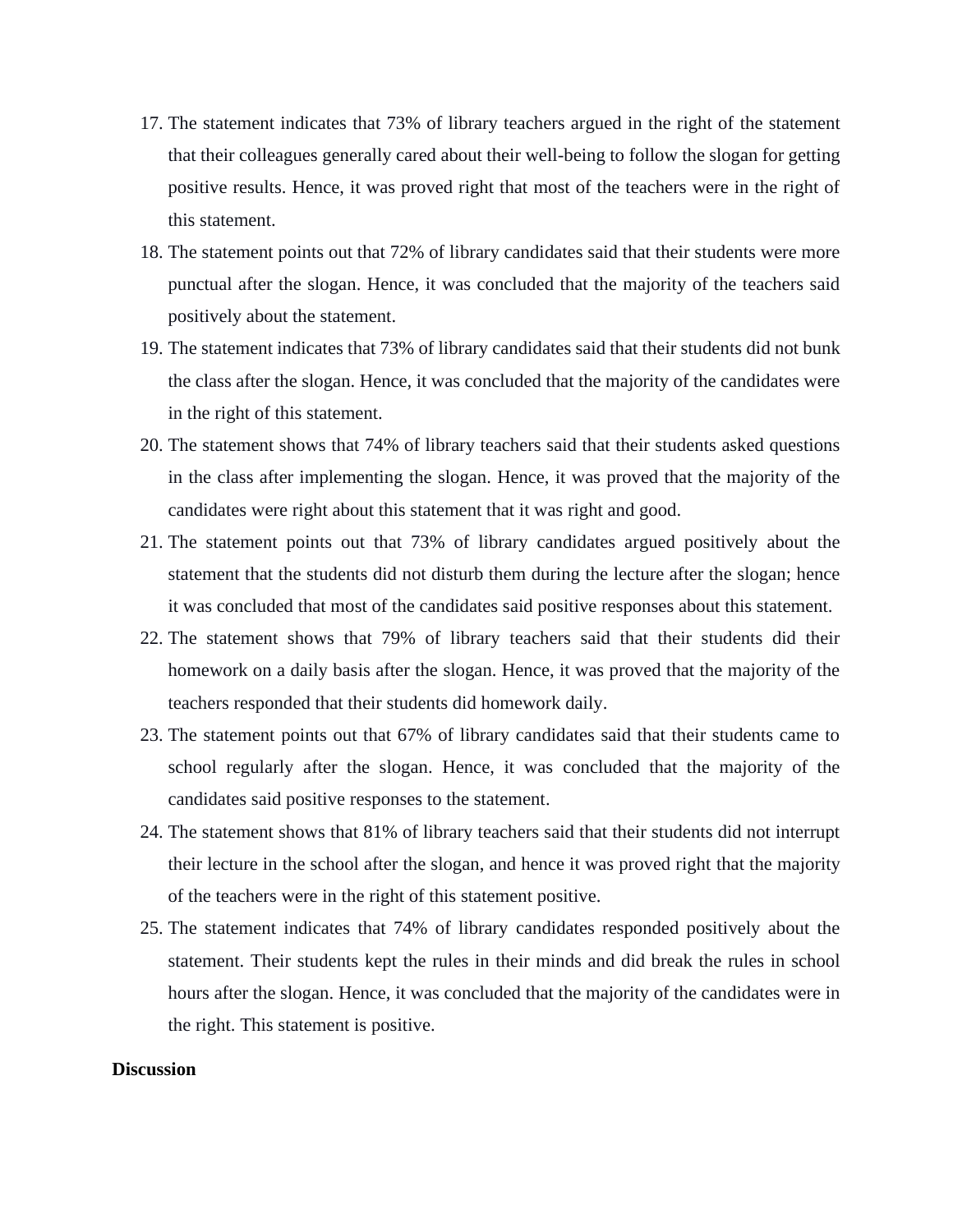17. The statement indicates that 73% of library teachers argued in the right of the statement that their colleagues generally cared about their well-being to follow the slogan for getting positive results. Hence, it was proved right that most of the teachers were in the right of this statement.
18. The statement points out that 72% of library candidates said that their students were more punctual after the slogan. Hence, it was concluded that the majority of the teachers said positively about the statement.
19. The statement indicates that 73% of library candidates said that their students did not bunk the class after the slogan. Hence, it was concluded that the majority of the candidates were in the right of this statement.
20. The statement shows that 74% of library teachers said that their students asked questions in the class after implementing the slogan. Hence, it was proved that the majority of the candidates were right about this statement that it was right and good.
21. The statement points out that 73% of library candidates argued positively about the statement that the students did not disturb them during the lecture after the slogan; hence it was concluded that most of the candidates said positive responses about this statement.
22. The statement shows that 79% of library teachers said that their students did their homework on a daily basis after the slogan. Hence, it was proved that the majority of the teachers responded that their students did homework daily.
23. The statement points out that 67% of library candidates said that their students came to school regularly after the slogan. Hence, it was concluded that the majority of the candidates said positive responses to the statement.
24. The statement shows that 81% of library teachers said that their students did not interrupt their lecture in the school after the slogan, and hence it was proved right that the majority of the teachers were in the right of this statement positive.
25. The statement indicates that 74% of library candidates responded positively about the statement. Their students kept the rules in their minds and did break the rules in school hours after the slogan. Hence, it was concluded that the majority of the candidates were in the right. This statement is positive.

**Discussion**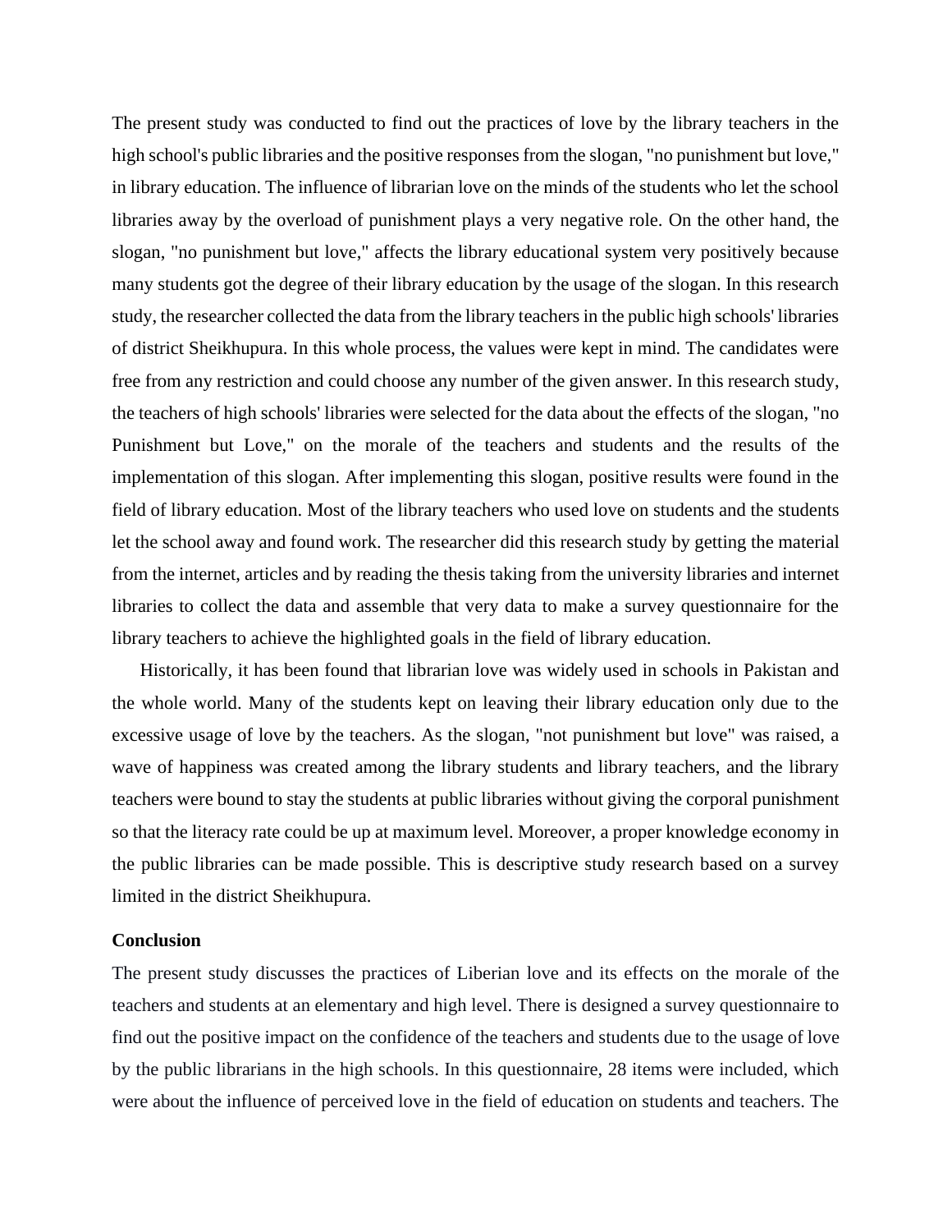The present study was conducted to find out the practices of love by the library teachers in the high school's public libraries and the positive responses from the slogan, "no punishment but love," in library education. The influence of librarian love on the minds of the students who let the school libraries away by the overload of punishment plays a very negative role. On the other hand, the slogan, "no punishment but love," affects the library educational system very positively because many students got the degree of their library education by the usage of the slogan. In this research study, the researcher collected the data from the library teachers in the public high schools' libraries of district Sheikhupura. In this whole process, the values were kept in mind. The candidates were free from any restriction and could choose any number of the given answer. In this research study, the teachers of high schools' libraries were selected for the data about the effects of the slogan, "no Punishment but Love," on the morale of the teachers and students and the results of the implementation of this slogan. After implementing this slogan, positive results were found in the field of library education. Most of the library teachers who used love on students and the students let the school away and found work. The researcher did this research study by getting the material from the internet, articles and by reading the thesis taking from the university libraries and internet libraries to collect the data and assemble that very data to make a survey questionnaire for the library teachers to achieve the highlighted goals in the field of library education.

Historically, it has been found that librarian love was widely used in schools in Pakistan and the whole world. Many of the students kept on leaving their library education only due to the excessive usage of love by the teachers. As the slogan, "not punishment but love" was raised, a wave of happiness was created among the library students and library teachers, and the library teachers were bound to stay the students at public libraries without giving the corporal punishment so that the literacy rate could be up at maximum level. Moreover, a proper knowledge economy in the public libraries can be made possible. This is descriptive study research based on a survey limited in the district Sheikhupura.

**Conclusion**

The present study discusses the practices of Liberian love and its effects on the morale of the teachers and students at an elementary and high level. There is designed a survey questionnaire to find out the positive impact on the confidence of the teachers and students due to the usage of love by the public librarians in the high schools. In this questionnaire, 28 items were included, which were about the influence of perceived love in the field of education on students and teachers. The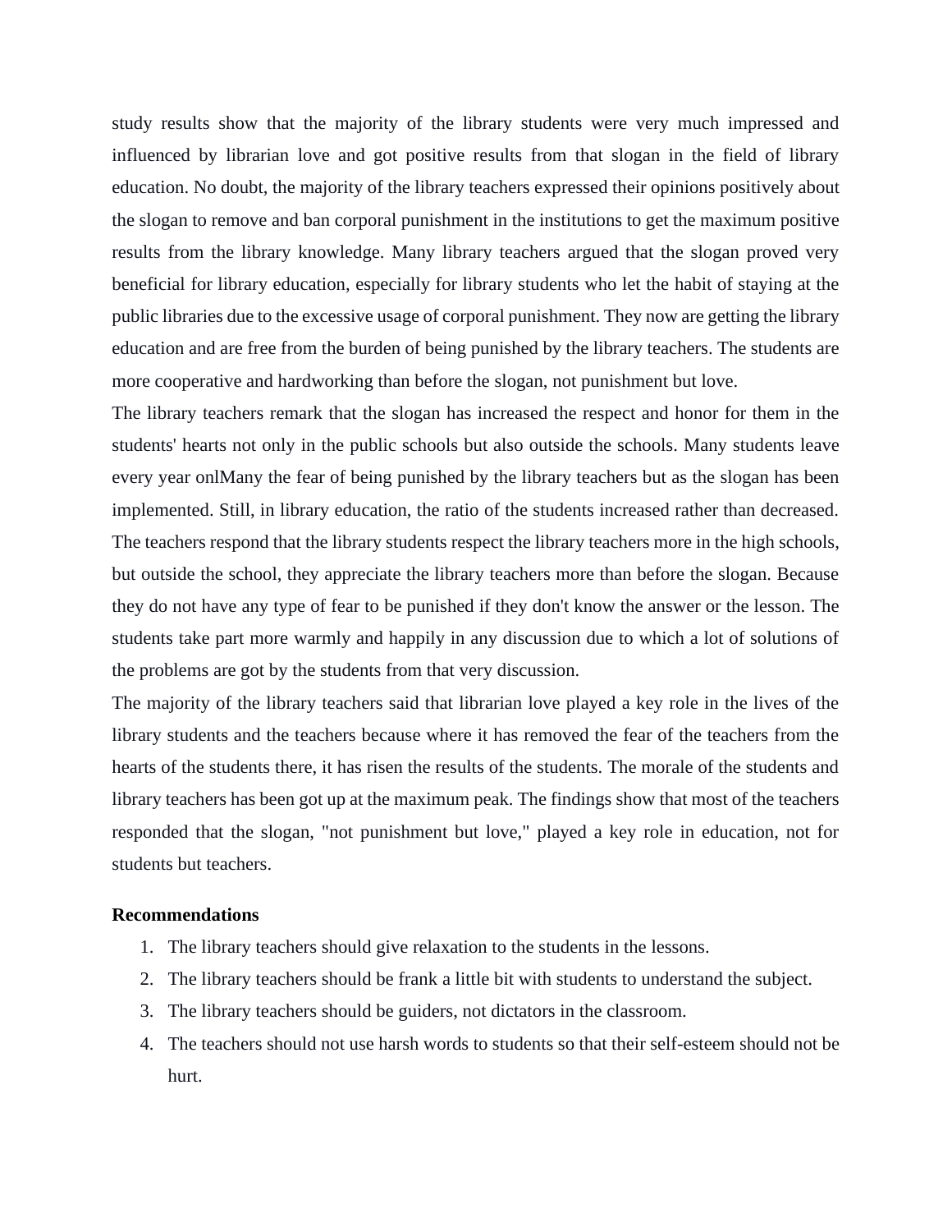study results show that the majority of the library students were very much impressed and influenced by librarian love and got positive results from that slogan in the field of library education. No doubt, the majority of the library teachers expressed their opinions positively about the slogan to remove and ban corporal punishment in the institutions to get the maximum positive results from the library knowledge. Many library teachers argued that the slogan proved very beneficial for library education, especially for library students who let the habit of staying at the public libraries due to the excessive usage of corporal punishment. They now are getting the library education and are free from the burden of being punished by the library teachers. The students are more cooperative and hardworking than before the slogan, not punishment but love.

The library teachers remark that the slogan has increased the respect and honor for them in the students' hearts not only in the public schools but also outside the schools. Many students leave every year onlMany the fear of being punished by the library teachers but as the slogan has been implemented. Still, in library education, the ratio of the students increased rather than decreased. The teachers respond that the library students respect the library teachers more in the high schools, but outside the school, they appreciate the library teachers more than before the slogan. Because they do not have any type of fear to be punished if they don't know the answer or the lesson. The students take part more warmly and happily in any discussion due to which a lot of solutions of the problems are got by the students from that very discussion.

The majority of the library teachers said that librarian love played a key role in the lives of the library students and the teachers because where it has removed the fear of the teachers from the hearts of the students there, it has risen the results of the students. The morale of the students and library teachers has been got up at the maximum peak. The findings show that most of the teachers responded that the slogan, "not punishment but love," played a key role in education, not for students but teachers.

**Recommendations**

1. The library teachers should give relaxation to the students in the lessons.
2. The library teachers should be frank a little bit with students to understand the subject.
3. The library teachers should be guiders, not dictators in the classroom.
4. The teachers should not use harsh words to students so that their self-esteem should not be hurt.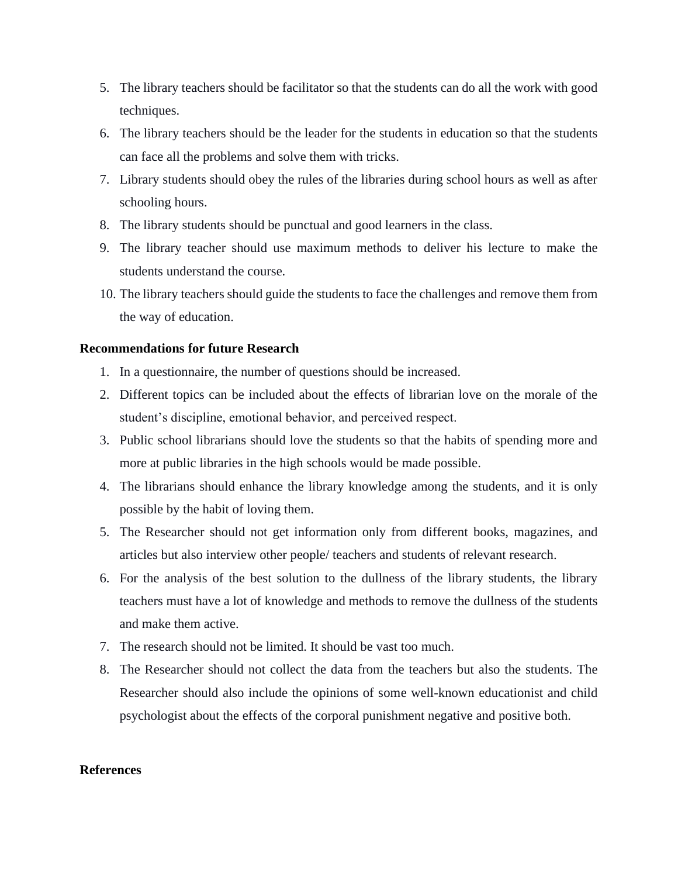5. The library teachers should be facilitator so that the students can do all the work with good techniques.
6. The library teachers should be the leader for the students in education so that the students can face all the problems and solve them with tricks.
7. Library students should obey the rules of the libraries during school hours as well as after schooling hours.
8. The library students should be punctual and good learners in the class.
9. The library teacher should use maximum methods to deliver his lecture to make the students understand the course.
10. The library teachers should guide the students to face the challenges and remove them from the way of education.

**Recommendations for future Research**

1. In a questionnaire, the number of questions should be increased.
2. Different topics can be included about the effects of librarian love on the morale of the student's discipline, emotional behavior, and perceived respect.
3. Public school librarians should love the students so that the habits of spending more and more at public libraries in the high schools would be made possible.
4. The librarians should enhance the library knowledge among the students, and it is only possible by the habit of loving them.
5. The Researcher should not get information only from different books, magazines, and articles but also interview other people/ teachers and students of relevant research.
6. For the analysis of the best solution to the dullness of the library students, the library teachers must have a lot of knowledge and methods to remove the dullness of the students and make them active.
7. The research should not be limited. It should be vast too much.
8. The Researcher should not collect the data from the teachers but also the students. The Researcher should also include the opinions of some well-known educationist and child psychologist about the effects of the corporal punishment negative and positive both.

**References**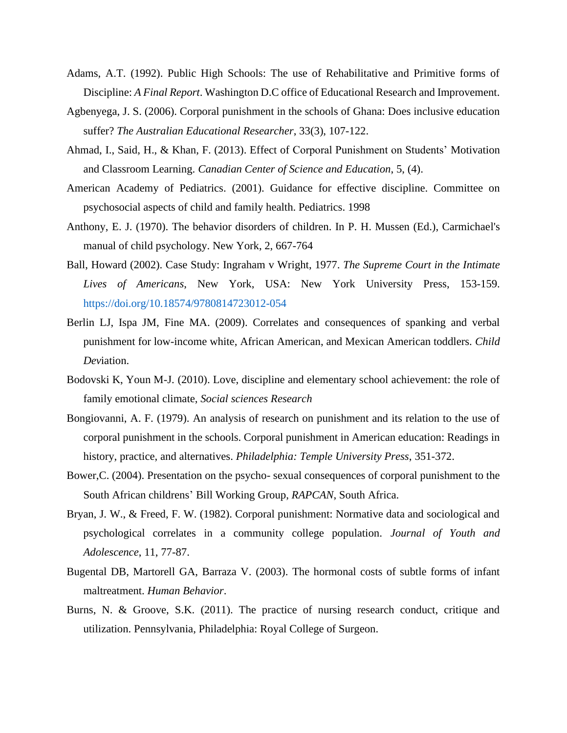Adams, A.T. (1992). Public High Schools: The use of Rehabilitative and Primitive forms of Discipline: *A Final Report*. Washington D.C office of Educational Research and Improvement.

Agbenyega, J. S. (2006). Corporal punishment in the schools of Ghana: Does inclusive education suffer? *The Australian Educational Researcher*, 33(3), 107-122.

Ahmad, I., Said, H., & Khan, F. (2013). Effect of Corporal Punishment on Students' Motivation and Classroom Learning. *Canadian Center of Science and Education*, 5, (4).

American Academy of Pediatrics. (2001). Guidance for effective discipline. Committee on psychosocial aspects of child and family health. Pediatrics. 1998

Anthony, E. J. (1970). The behavior disorders of children. In P. H. Mussen (Ed.), Carmichael's manual of child psychology. New York, 2, 667-764

Ball, Howard (2002). Case Study: Ingraham v Wright, 1977. *The Supreme Court in the Intimate Lives of Americans*, New York, USA: New York University Press, 153-159. https://doi.org/10.18574/9780814723012-054

Berlin LJ, Ispa JM, Fine MA. (2009). Correlates and consequences of spanking and verbal punishment for low-income white, African American, and Mexican American toddlers. *Child Dev*iation.

Bodovski K, Youn M-J. (2010). Love, discipline and elementary school achievement: the role of family emotional climate, *Social sciences Research*

Bongiovanni, A. F. (1979). An analysis of research on punishment and its relation to the use of corporal punishment in the schools. Corporal punishment in American education: Readings in history, practice, and alternatives. *Philadelphia: Temple University Press*, 351-372.

Bower,C. (2004). Presentation on the psycho- sexual consequences of corporal punishment to the South African childrens' Bill Working Group, *RAPCAN*, South Africa.

Bryan, J. W., & Freed, F. W. (1982). Corporal punishment: Normative data and sociological and psychological correlates in a community college population. *Journal of Youth and Adolescence*, 11, 77-87.

Bugental DB, Martorell GA, Barraza V. (2003). The hormonal costs of subtle forms of infant maltreatment. *Human Behavior*.

Burns, N. & Groove, S.K. (2011). The practice of nursing research conduct, critique and utilization. Pennsylvania, Philadelphia: Royal College of Surgeon.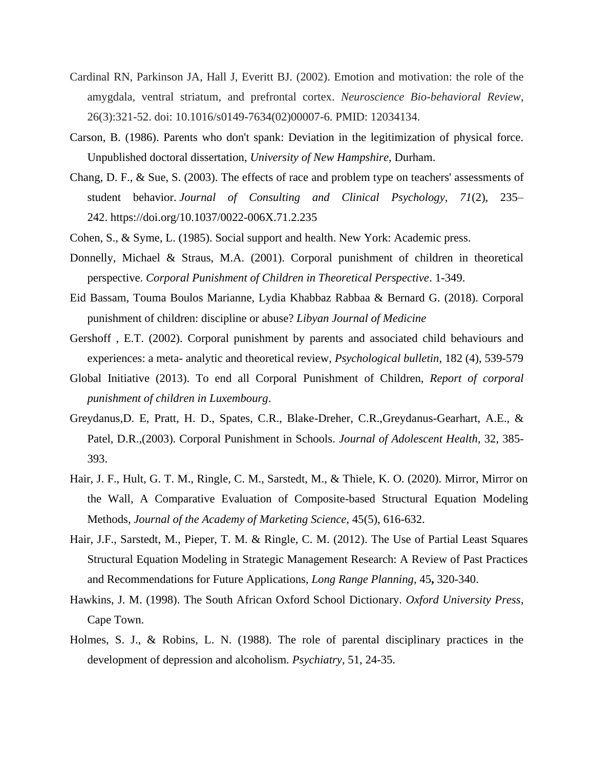Cardinal RN, Parkinson JA, Hall J, Everitt BJ. (2002). Emotion and motivation: the role of the amygdala, ventral striatum, and prefrontal cortex. *Neuroscience Bio-behavioral Review*, 26(3):321-52. doi: 10.1016/s0149-7634(02)00007-6. PMID: 12034134.

Carson, B. (1986). Parents who don't spank: Deviation in the legitimization of physical force. Unpublished doctoral dissertation, *University of New Hampshire*, Durham.

Chang, D. F., & Sue, S. (2003). The effects of race and problem type on teachers' assessments of student behavior. *Journal of Consulting and Clinical Psychology, 71*(2), 235–242. https://doi.org/10.1037/0022-006X.71.2.235

Cohen, S., & Syme, L. (1985). Social support and health. New York: Academic press.

Donnelly, Michael & Straus, M.A. (2001). Corporal punishment of children in theoretical perspective. *Corporal Punishment of Children in Theoretical Perspective*. 1-349.

Eid Bassam, Touma Boulos Marianne, Lydia Khabbaz Rabbaa & Bernard G. (2018). Corporal punishment of children: discipline or abuse? *Libyan Journal of Medicine*

Gershoff , E.T. (2002). Corporal punishment by parents and associated child behaviours and experiences: a meta- analytic and theoretical review, *Psychological bulletin*, 182 (4), 539-579

Global Initiative (2013). To end all Corporal Punishment of Children, *Report of corporal punishment of children in Luxembourg*.

Greydanus,D. E, Pratt, H. D., Spates, C.R., Blake-Dreher, C.R.,Greydanus-Gearhart, A.E., & Patel, D.R.,(2003). Corporal Punishment in Schools. *Journal of Adolescent Health*, 32, 385-393.

Hair, J. F., Hult, G. T. M., Ringle, C. M., Sarstedt, M., & Thiele, K. O. (2020). Mirror, Mirror on the Wall, A Comparative Evaluation of Composite-based Structural Equation Modeling Methods, *Journal of the Academy of Marketing Science*, 45(5), 616-632.

Hair, J.F., Sarstedt, M., Pieper, T. M. & Ringle, C. M. (2012). The Use of Partial Least Squares Structural Equation Modeling in Strategic Management Research: A Review of Past Practices and Recommendations for Future Applications, *Long Range Planning*, 45**,** 320-340.

Hawkins, J. M. (1998). The South African Oxford School Dictionary. *Oxford University Press*, Cape Town.

Holmes, S. J., & Robins, L. N. (1988). The role of parental disciplinary practices in the development of depression and alcoholism. *Psychiatry*, 51, 24-35.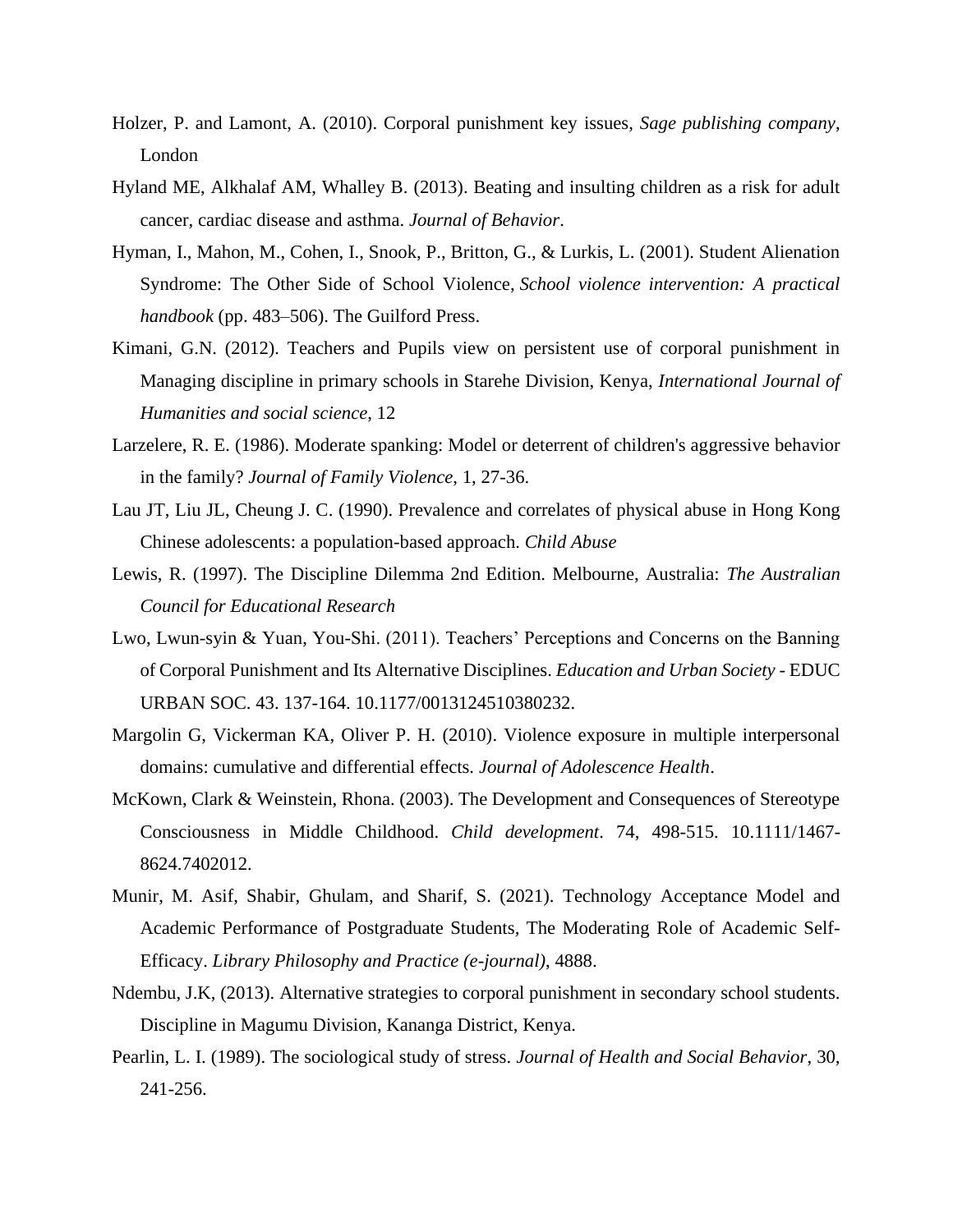Holzer, P. and Lamont, A. (2010). Corporal punishment key issues, *Sage publishing company*, London

Hyland ME, Alkhalaf AM, Whalley B. (2013). Beating and insulting children as a risk for adult cancer, cardiac disease and asthma. *Journal of Behavior*.

Hyman, I., Mahon, M., Cohen, I., Snook, P., Britton, G., & Lurkis, L. (2001). Student Alienation Syndrome: The Other Side of School Violence, *School violence intervention: A practical handbook* (pp. 483–506). The Guilford Press.

Kimani, G.N. (2012). Teachers and Pupils view on persistent use of corporal punishment in Managing discipline in primary schools in Starehe Division, Kenya, *International Journal of Humanities and social science*, 12

Larzelere, R. E. (1986). Moderate spanking: Model or deterrent of children's aggressive behavior in the family? *Journal of Family Violence*, 1, 27-36.

Lau JT, Liu JL, Cheung J. C. (1990). Prevalence and correlates of physical abuse in Hong Kong Chinese adolescents: a population-based approach. *Child Abuse*

Lewis, R. (1997). The Discipline Dilemma 2nd Edition. Melbourne, Australia: *The Australian Council for Educational Research*

Lwo, Lwun-syin & Yuan, You-Shi. (2011). Teachers' Perceptions and Concerns on the Banning of Corporal Punishment and Its Alternative Disciplines. *Education and Urban Society* - EDUC URBAN SOC. 43. 137-164. 10.1177/0013124510380232.

Margolin G, Vickerman KA, Oliver P. H. (2010). Violence exposure in multiple interpersonal domains: cumulative and differential effects. *Journal of Adolescence Health*.

McKown, Clark & Weinstein, Rhona. (2003). The Development and Consequences of Stereotype Consciousness in Middle Childhood. *Child development*. 74, 498-515. 10.1111/1467-8624.7402012.

Munir, M. Asif, Shabir, Ghulam, and Sharif, S. (2021). Technology Acceptance Model and Academic Performance of Postgraduate Students, The Moderating Role of Academic Self-Efficacy. *Library Philosophy and Practice (e-journal)*, 4888.

Ndembu, J.K, (2013). Alternative strategies to corporal punishment in secondary school students. Discipline in Magumu Division, Kananga District, Kenya.

Pearlin, L. I. (1989). The sociological study of stress. *Journal of Health and Social Behavior*, 30, 241-256.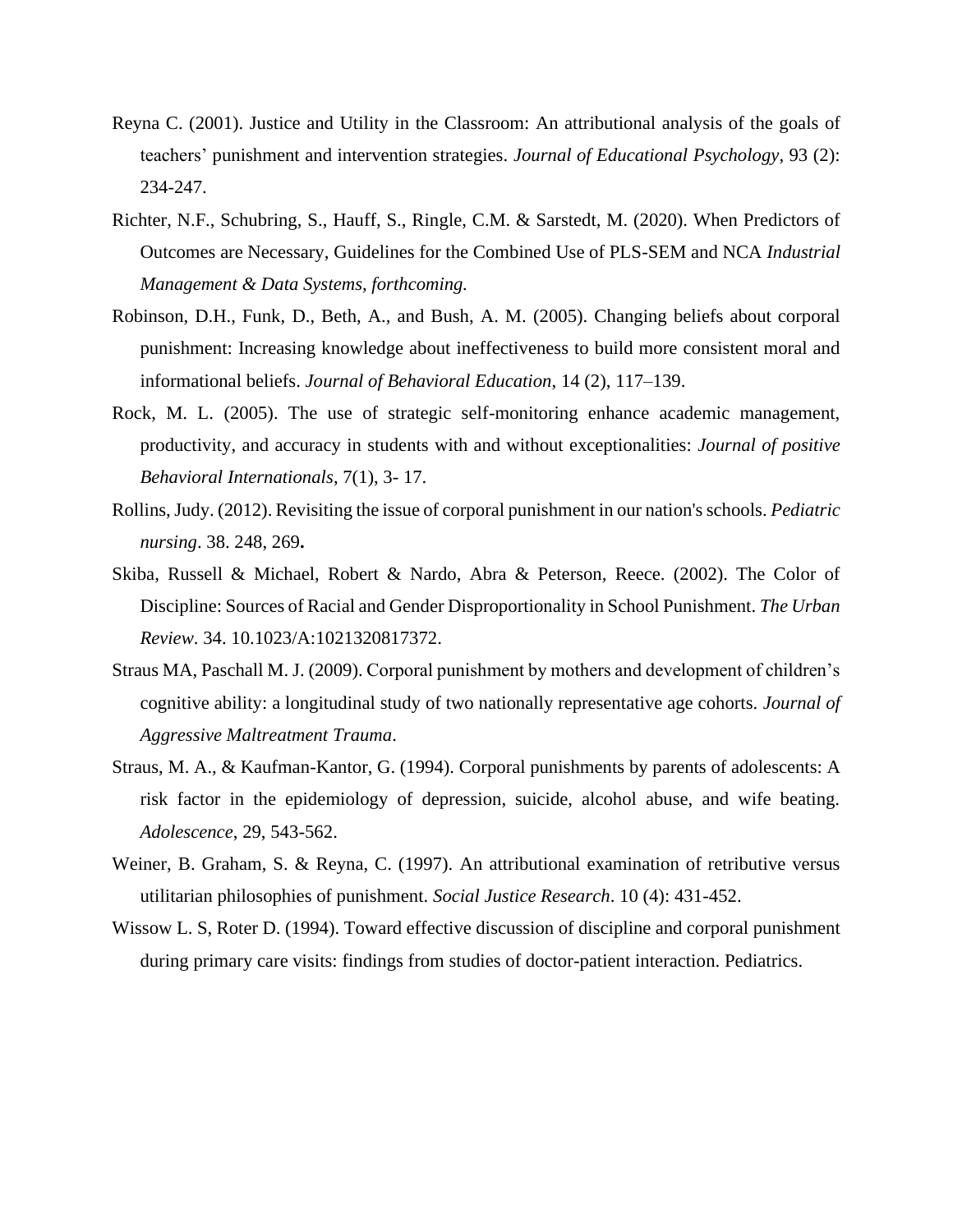Reyna C. (2001). Justice and Utility in the Classroom: An attributional analysis of the goals of teachers' punishment and intervention strategies. *Journal of Educational Psychology*, 93 (2): 234-247.

Richter, N.F., Schubring, S., Hauff, S., Ringle, C.M. & Sarstedt, M. (2020). When Predictors of Outcomes are Necessary, Guidelines for the Combined Use of PLS-SEM and NCA *Industrial Management & Data Systems, forthcoming.*

Robinson, D.H., Funk, D., Beth, A., and Bush, A. M. (2005). Changing beliefs about corporal punishment: Increasing knowledge about ineffectiveness to build more consistent moral and informational beliefs. *Journal of Behavioral Education*, 14 (2), 117–139.

Rock, M. L. (2005). The use of strategic self-monitoring enhance academic management, productivity, and accuracy in students with and without exceptionalities: *Journal of positive Behavioral Internationals*, 7(1), 3- 17.

Rollins, Judy. (2012). Revisiting the issue of corporal punishment in our nation's schools. *Pediatric nursing*. 38. 248, 269**.**

Skiba, Russell & Michael, Robert & Nardo, Abra & Peterson, Reece. (2002). The Color of Discipline: Sources of Racial and Gender Disproportionality in School Punishment. *The Urban Review*. 34. 10.1023/A:1021320817372.

Straus MA, Paschall M. J. (2009). Corporal punishment by mothers and development of children's cognitive ability: a longitudinal study of two nationally representative age cohorts. *Journal of Aggressive Maltreatment Trauma*.

Straus, M. A., & Kaufman-Kantor, G. (1994). Corporal punishments by parents of adolescents: A risk factor in the epidemiology of depression, suicide, alcohol abuse, and wife beating. *Adolescence*, 29, 543-562.

Weiner, B. Graham, S. & Reyna, C. (1997). An attributional examination of retributive versus utilitarian philosophies of punishment. *Social Justice Research*. 10 (4): 431-452.

Wissow L. S, Roter D. (1994). Toward effective discussion of discipline and corporal punishment during primary care visits: findings from studies of doctor-patient interaction. Pediatrics.